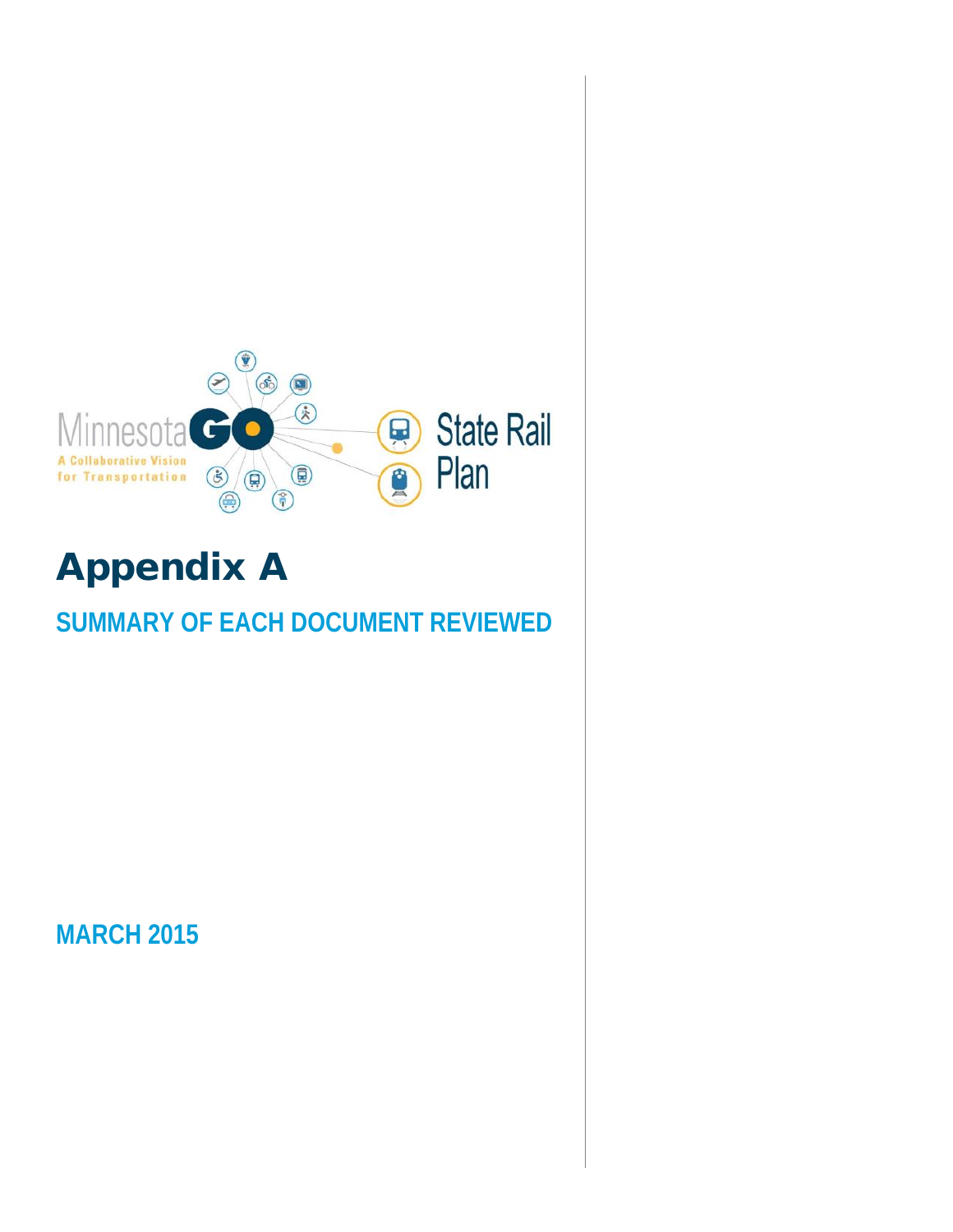Minnesota GO

A Collaborative Vision for Transportation

State Rail Plan

# Appendix A

## SUMMARY OF EACH DOCUMENT REVIEWED

MARCH 2015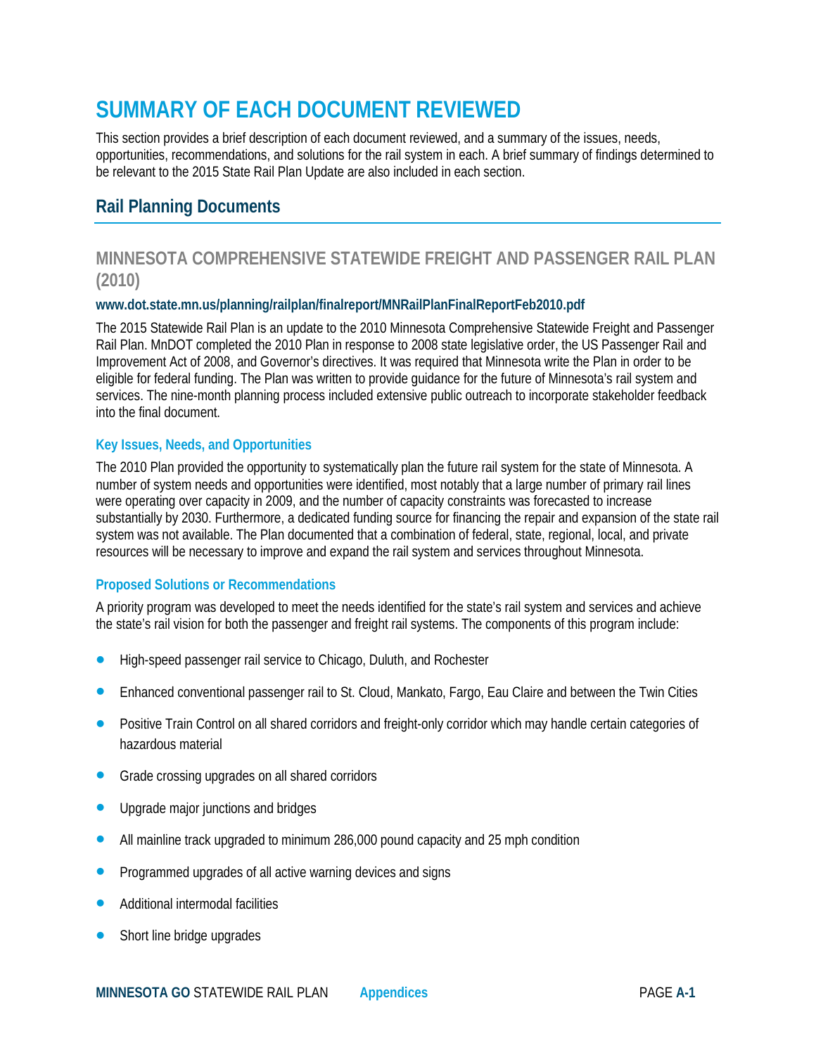# SUMMARY OF EACH DOCUMENT REVIEWED

This section provides a brief description of each document reviewed, and a summary of the issues, needs, opportunities, recommendations, and solutions for the rail system in each. A brief summary of findings determined to be relevant to the 2015 State Rail Plan Update are also included in each section.

## Rail Planning Documents

### MINNESOTA COMPREHENSIVE STATEWIDE FREIGHT AND PASSENGER RAIL PLAN (2010)

**www.dot.state.mn.us/planning/railplan/finalreport/MNRailPlanFinalReportFeb2010.pdf**

The 2015 Statewide Rail Plan is an update to the 2010 Minnesota Comprehensive Statewide Freight and Passenger Rail Plan. MnDOT completed the 2010 Plan in response to 2008 state legislative order, the US Passenger Rail and Improvement Act of 2008, and Governor's directives. It was required that Minnesota write the Plan in order to be eligible for federal funding. The Plan was written to provide guidance for the future of Minnesota's rail system and services. The nine-month planning process included extensive public outreach to incorporate stakeholder feedback into the final document.

#### Key Issues, Needs, and Opportunities

The 2010 Plan provided the opportunity to systematically plan the future rail system for the state of Minnesota. A number of system needs and opportunities were identified, most notably that a large number of primary rail lines were operating over capacity in 2009, and the number of capacity constraints was forecasted to increase substantially by 2030. Furthermore, a dedicated funding source for financing the repair and expansion of the state rail system was not available. The Plan documented that a combination of federal, state, regional, local, and private resources will be necessary to improve and expand the rail system and services throughout Minnesota.

#### Proposed Solutions or Recommendations

A priority program was developed to meet the needs identified for the state's rail system and services and achieve the state's rail vision for both the passenger and freight rail systems. The components of this program include:

- High-speed passenger rail service to Chicago, Duluth, and Rochester
- Enhanced conventional passenger rail to St. Cloud, Mankato, Fargo, Eau Claire and between the Twin Cities
- Positive Train Control on all shared corridors and freight-only corridor which may handle certain categories of hazardous material
- Grade crossing upgrades on all shared corridors
- Upgrade major junctions and bridges
- All mainline track upgraded to minimum 286,000 pound capacity and 25 mph condition
- Programmed upgrades of all active warning devices and signs
- Additional intermodal facilities
- Short line bridge upgrades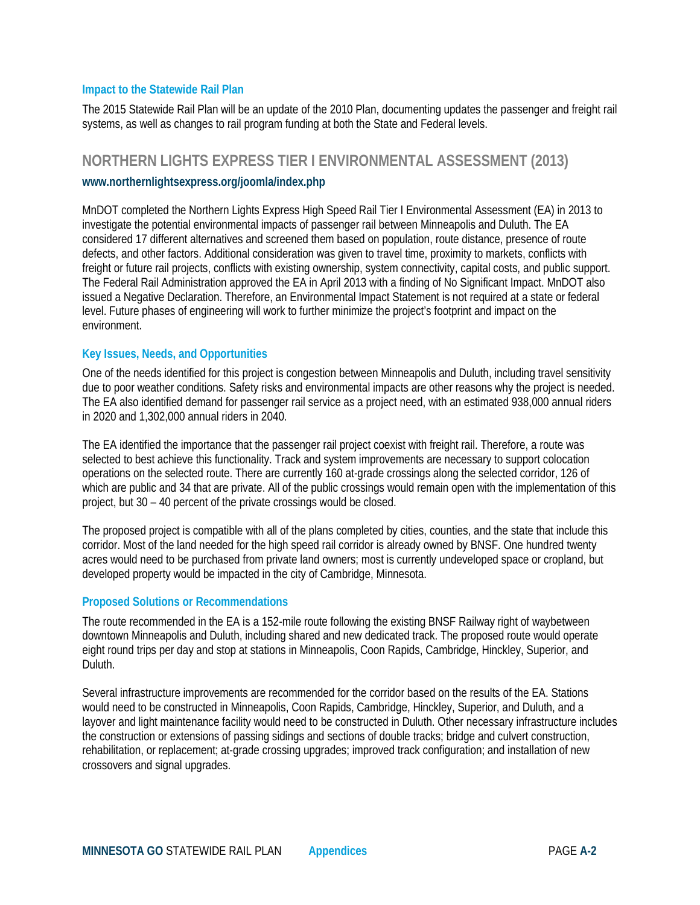### Impact to the Statewide Rail Plan

The 2015 Statewide Rail Plan will be an update of the 2010 Plan, documenting updates the passenger and freight rail systems, as well as changes to rail program funding at both the State and Federal levels.

## NORTHERN LIGHTS EXPRESS TIER I ENVIRONMENTAL ASSESSMENT (2013)

**www.northernlightsexpress.org/joomla/index.php**

MnDOT completed the Northern Lights Express High Speed Rail Tier I Environmental Assessment (EA) in 2013 to investigate the potential environmental impacts of passenger rail between Minneapolis and Duluth. The EA considered 17 different alternatives and screened them based on population, route distance, presence of route defects, and other factors. Additional consideration was given to travel time, proximity to markets, conflicts with freight or future rail projects, conflicts with existing ownership, system connectivity, capital costs, and public support. The Federal Rail Administration approved the EA in April 2013 with a finding of No Significant Impact. MnDOT also issued a Negative Declaration. Therefore, an Environmental Impact Statement is not required at a state or federal level. Future phases of engineering will work to further minimize the project's footprint and impact on the environment.

### Key Issues, Needs, and Opportunities

One of the needs identified for this project is congestion between Minneapolis and Duluth, including travel sensitivity due to poor weather conditions. Safety risks and environmental impacts are other reasons why the project is needed. The EA also identified demand for passenger rail service as a project need, with an estimated 938,000 annual riders in 2020 and 1,302,000 annual riders in 2040.

The EA identified the importance that the passenger rail project coexist with freight rail. Therefore, a route was selected to best achieve this functionality. Track and system improvements are necessary to support colocation operations on the selected route. There are currently 160 at-grade crossings along the selected corridor, 126 of which are public and 34 that are private. All of the public crossings would remain open with the implementation of this project, but 30 – 40 percent of the private crossings would be closed.

The proposed project is compatible with all of the plans completed by cities, counties, and the state that include this corridor. Most of the land needed for the high speed rail corridor is already owned by BNSF. One hundred twenty acres would need to be purchased from private land owners; most is currently undeveloped space or cropland, but developed property would be impacted in the city of Cambridge, Minnesota.

### Proposed Solutions or Recommendations

The route recommended in the EA is a 152-mile route following the existing BNSF Railway right of waybetween downtown Minneapolis and Duluth, including shared and new dedicated track. The proposed route would operate eight round trips per day and stop at stations in Minneapolis, Coon Rapids, Cambridge, Hinckley, Superior, and Duluth.

Several infrastructure improvements are recommended for the corridor based on the results of the EA. Stations would need to be constructed in Minneapolis, Coon Rapids, Cambridge, Hinckley, Superior, and Duluth, and a layover and light maintenance facility would need to be constructed in Duluth. Other necessary infrastructure includes the construction or extensions of passing sidings and sections of double tracks; bridge and culvert construction, rehabilitation, or replacement; at-grade crossing upgrades; improved track configuration; and installation of new crossovers and signal upgrades.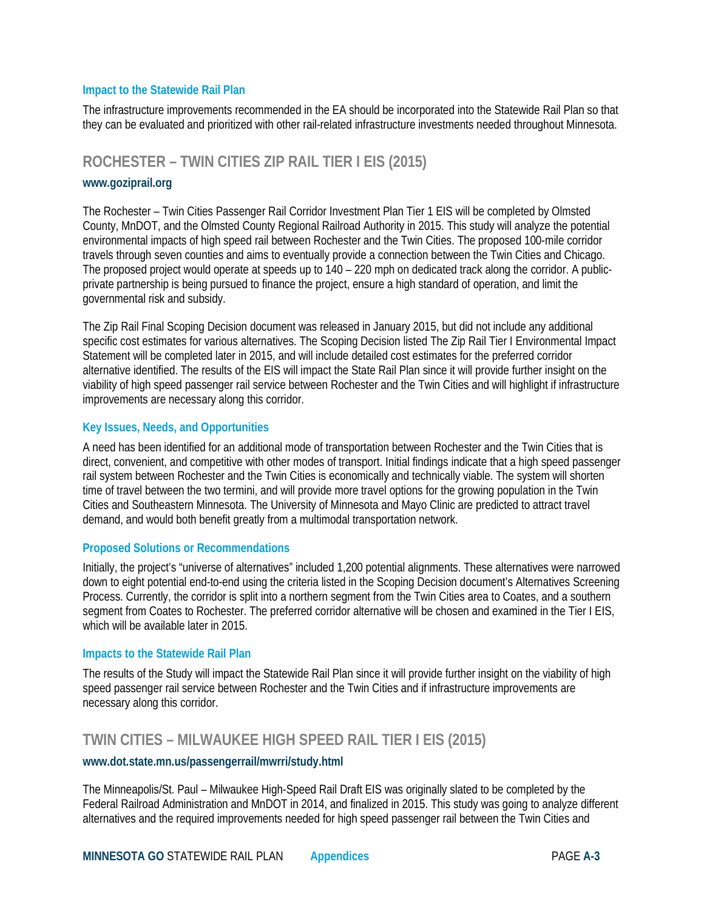### Impact to the Statewide Rail Plan

The infrastructure improvements recommended in the EA should be incorporated into the Statewide Rail Plan so that they can be evaluated and prioritized with other rail-related infrastructure investments needed throughout Minnesota.

## ROCHESTER – TWIN CITIES ZIP RAIL TIER I EIS (2015)

**www.goziprail.org**

The Rochester – Twin Cities Passenger Rail Corridor Investment Plan Tier 1 EIS will be completed by Olmsted County, MnDOT, and the Olmsted County Regional Railroad Authority in 2015. This study will analyze the potential environmental impacts of high speed rail between Rochester and the Twin Cities. The proposed 100-mile corridor travels through seven counties and aims to eventually provide a connection between the Twin Cities and Chicago. The proposed project would operate at speeds up to 140 – 220 mph on dedicated track along the corridor. A public-private partnership is being pursued to finance the project, ensure a high standard of operation, and limit the governmental risk and subsidy.

The Zip Rail Final Scoping Decision document was released in January 2015, but did not include any additional specific cost estimates for various alternatives. The Scoping Decision listed The Zip Rail Tier I Environmental Impact Statement will be completed later in 2015, and will include detailed cost estimates for the preferred corridor alternative identified. The results of the EIS will impact the State Rail Plan since it will provide further insight on the viability of high speed passenger rail service between Rochester and the Twin Cities and will highlight if infrastructure improvements are necessary along this corridor.

### Key Issues, Needs, and Opportunities

A need has been identified for an additional mode of transportation between Rochester and the Twin Cities that is direct, convenient, and competitive with other modes of transport. Initial findings indicate that a high speed passenger rail system between Rochester and the Twin Cities is economically and technically viable. The system will shorten time of travel between the two termini, and will provide more travel options for the growing population in the Twin Cities and Southeastern Minnesota. The University of Minnesota and Mayo Clinic are predicted to attract travel demand, and would both benefit greatly from a multimodal transportation network.

### Proposed Solutions or Recommendations

Initially, the project's "universe of alternatives" included 1,200 potential alignments. These alternatives were narrowed down to eight potential end-to-end using the criteria listed in the Scoping Decision document's Alternatives Screening Process. Currently, the corridor is split into a northern segment from the Twin Cities area to Coates, and a southern segment from Coates to Rochester. The preferred corridor alternative will be chosen and examined in the Tier I EIS, which will be available later in 2015.

### Impacts to the Statewide Rail Plan

The results of the Study will impact the Statewide Rail Plan since it will provide further insight on the viability of high speed passenger rail service between Rochester and the Twin Cities and if infrastructure improvements are necessary along this corridor.

## TWIN CITIES – MILWAUKEE HIGH SPEED RAIL TIER I EIS (2015)

**www.dot.state.mn.us/passengerrail/mwrri/study.html**

The Minneapolis/St. Paul – Milwaukee High-Speed Rail Draft EIS was originally slated to be completed by the Federal Railroad Administration and MnDOT in 2014, and finalized in 2015. This study was going to analyze different alternatives and the required improvements needed for high speed passenger rail between the Twin Cities and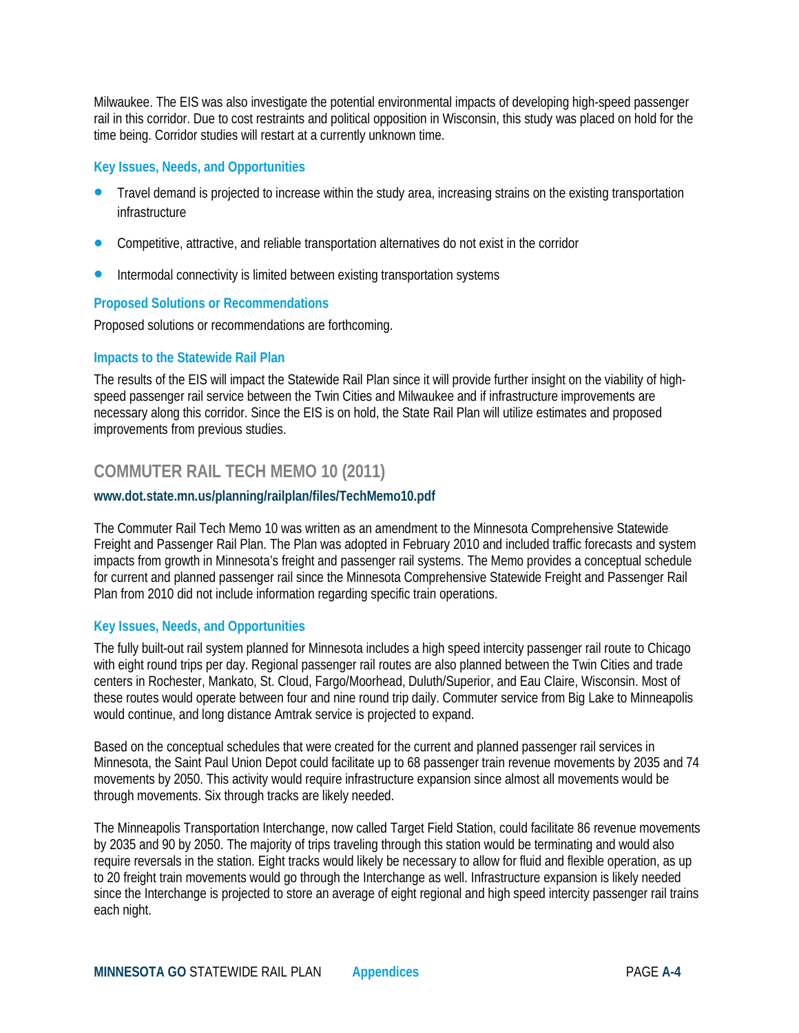Milwaukee. The EIS was also investigate the potential environmental impacts of developing high-speed passenger rail in this corridor. Due to cost restraints and political opposition in Wisconsin, this study was placed on hold for the time being. Corridor studies will restart at a currently unknown time.

### Key Issues, Needs, and Opportunities

- Travel demand is projected to increase within the study area, increasing strains on the existing transportation infrastructure
- Competitive, attractive, and reliable transportation alternatives do not exist in the corridor
- Intermodal connectivity is limited between existing transportation systems

### Proposed Solutions or Recommendations

Proposed solutions or recommendations are forthcoming.

### Impacts to the Statewide Rail Plan

The results of the EIS will impact the Statewide Rail Plan since it will provide further insight on the viability of high-speed passenger rail service between the Twin Cities and Milwaukee and if infrastructure improvements are necessary along this corridor. Since the EIS is on hold, the State Rail Plan will utilize estimates and proposed improvements from previous studies.

## COMMUTER RAIL TECH MEMO 10 (2011)

**www.dot.state.mn.us/planning/railplan/files/TechMemo10.pdf**

The Commuter Rail Tech Memo 10 was written as an amendment to the Minnesota Comprehensive Statewide Freight and Passenger Rail Plan. The Plan was adopted in February 2010 and included traffic forecasts and system impacts from growth in Minnesota's freight and passenger rail systems. The Memo provides a conceptual schedule for current and planned passenger rail since the Minnesota Comprehensive Statewide Freight and Passenger Rail Plan from 2010 did not include information regarding specific train operations.

### Key Issues, Needs, and Opportunities

The fully built-out rail system planned for Minnesota includes a high speed intercity passenger rail route to Chicago with eight round trips per day. Regional passenger rail routes are also planned between the Twin Cities and trade centers in Rochester, Mankato, St. Cloud, Fargo/Moorhead, Duluth/Superior, and Eau Claire, Wisconsin. Most of these routes would operate between four and nine round trip daily. Commuter service from Big Lake to Minneapolis would continue, and long distance Amtrak service is projected to expand.

Based on the conceptual schedules that were created for the current and planned passenger rail services in Minnesota, the Saint Paul Union Depot could facilitate up to 68 passenger train revenue movements by 2035 and 74 movements by 2050. This activity would require infrastructure expansion since almost all movements would be through movements. Six through tracks are likely needed.

The Minneapolis Transportation Interchange, now called Target Field Station, could facilitate 86 revenue movements by 2035 and 90 by 2050. The majority of trips traveling through this station would be terminating and would also require reversals in the station. Eight tracks would likely be necessary to allow for fluid and flexible operation, as up to 20 freight train movements would go through the Interchange as well. Infrastructure expansion is likely needed since the Interchange is projected to store an average of eight regional and high speed intercity passenger rail trains each night.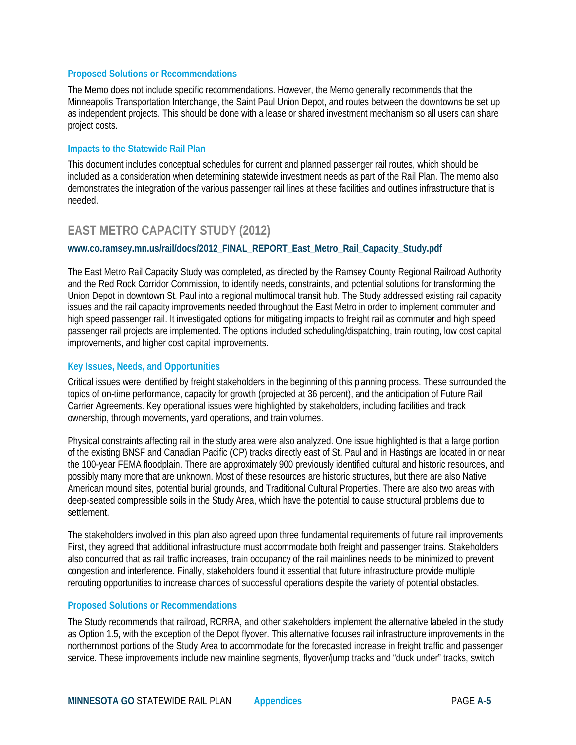### Proposed Solutions or Recommendations

The Memo does not include specific recommendations. However, the Memo generally recommends that the Minneapolis Transportation Interchange, the Saint Paul Union Depot, and routes between the downtowns be set up as independent projects. This should be done with a lease or shared investment mechanism so all users can share project costs.

### Impacts to the Statewide Rail Plan

This document includes conceptual schedules for current and planned passenger rail routes, which should be included as a consideration when determining statewide investment needs as part of the Rail Plan. The memo also demonstrates the integration of the various passenger rail lines at these facilities and outlines infrastructure that is needed.

## EAST METRO CAPACITY STUDY (2012)

**www.co.ramsey.mn.us/rail/docs/2012_FINAL_REPORT_East_Metro_Rail_Capacity_Study.pdf**

The East Metro Rail Capacity Study was completed, as directed by the Ramsey County Regional Railroad Authority and the Red Rock Corridor Commission, to identify needs, constraints, and potential solutions for transforming the Union Depot in downtown St. Paul into a regional multimodal transit hub. The Study addressed existing rail capacity issues and the rail capacity improvements needed throughout the East Metro in order to implement commuter and high speed passenger rail. It investigated options for mitigating impacts to freight rail as commuter and high speed passenger rail projects are implemented. The options included scheduling/dispatching, train routing, low cost capital improvements, and higher cost capital improvements.

### Key Issues, Needs, and Opportunities

Critical issues were identified by freight stakeholders in the beginning of this planning process. These surrounded the topics of on-time performance, capacity for growth (projected at 36 percent), and the anticipation of Future Rail Carrier Agreements. Key operational issues were highlighted by stakeholders, including facilities and track ownership, through movements, yard operations, and train volumes.

Physical constraints affecting rail in the study area were also analyzed. One issue highlighted is that a large portion of the existing BNSF and Canadian Pacific (CP) tracks directly east of St. Paul and in Hastings are located in or near the 100-year FEMA floodplain. There are approximately 900 previously identified cultural and historic resources, and possibly many more that are unknown. Most of these resources are historic structures, but there are also Native American mound sites, potential burial grounds, and Traditional Cultural Properties. There are also two areas with deep-seated compressible soils in the Study Area, which have the potential to cause structural problems due to settlement.

The stakeholders involved in this plan also agreed upon three fundamental requirements of future rail improvements. First, they agreed that additional infrastructure must accommodate both freight and passenger trains. Stakeholders also concurred that as rail traffic increases, train occupancy of the rail mainlines needs to be minimized to prevent congestion and interference. Finally, stakeholders found it essential that future infrastructure provide multiple rerouting opportunities to increase chances of successful operations despite the variety of potential obstacles.

### Proposed Solutions or Recommendations

The Study recommends that railroad, RCRRA, and other stakeholders implement the alternative labeled in the study as Option 1.5, with the exception of the Depot flyover. This alternative focuses rail infrastructure improvements in the northernmost portions of the Study Area to accommodate for the forecasted increase in freight traffic and passenger service. These improvements include new mainline segments, flyover/jump tracks and "duck under" tracks, switch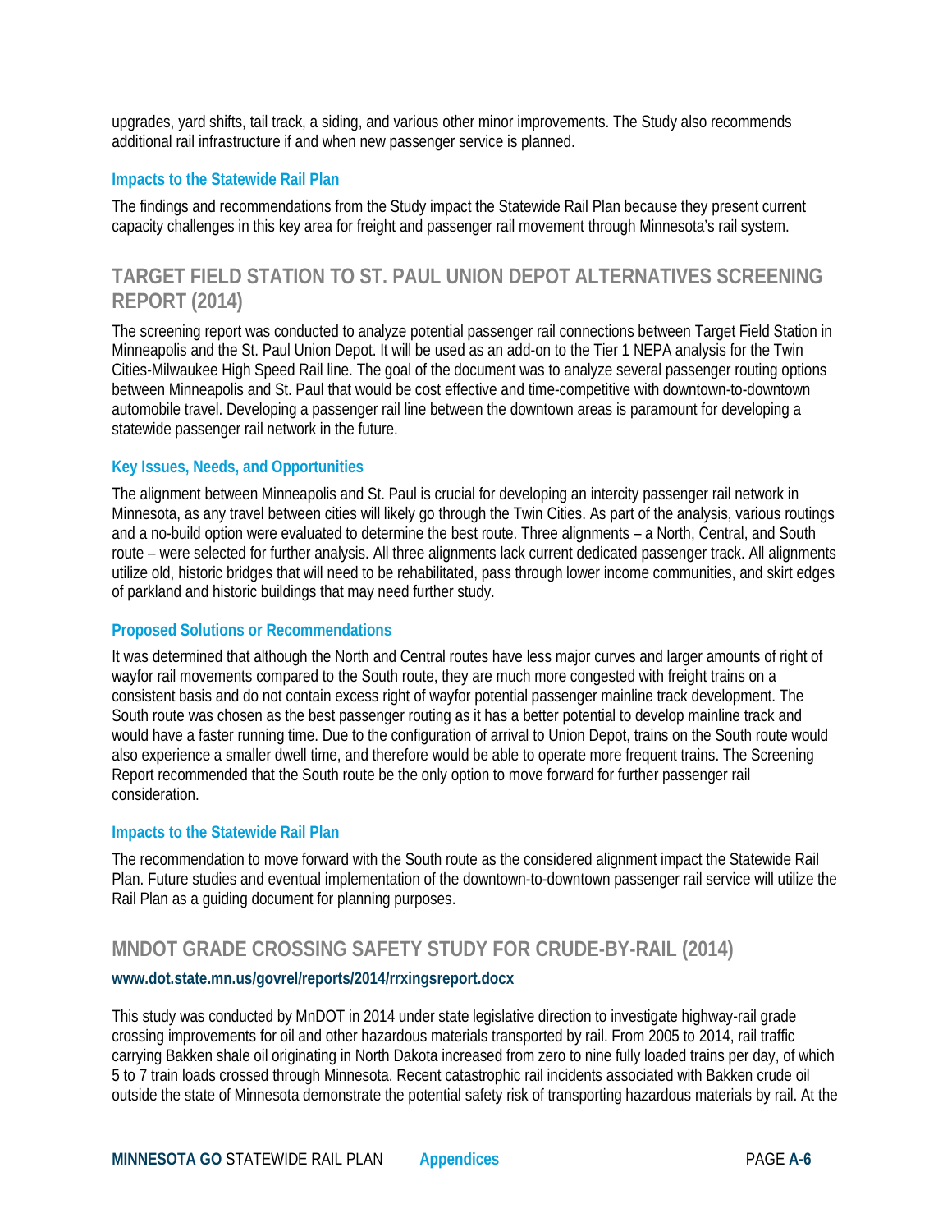upgrades, yard shifts, tail track, a siding, and various other minor improvements. The Study also recommends additional rail infrastructure if and when new passenger service is planned.

### Impacts to the Statewide Rail Plan

The findings and recommendations from the Study impact the Statewide Rail Plan because they present current capacity challenges in this key area for freight and passenger rail movement through Minnesota's rail system.

## TARGET FIELD STATION TO ST. PAUL UNION DEPOT ALTERNATIVES SCREENING REPORT (2014)

The screening report was conducted to analyze potential passenger rail connections between Target Field Station in Minneapolis and the St. Paul Union Depot. It will be used as an add-on to the Tier 1 NEPA analysis for the Twin Cities-Milwaukee High Speed Rail line. The goal of the document was to analyze several passenger routing options between Minneapolis and St. Paul that would be cost effective and time-competitive with downtown-to-downtown automobile travel. Developing a passenger rail line between the downtown areas is paramount for developing a statewide passenger rail network in the future.

### Key Issues, Needs, and Opportunities

The alignment between Minneapolis and St. Paul is crucial for developing an intercity passenger rail network in Minnesota, as any travel between cities will likely go through the Twin Cities. As part of the analysis, various routings and a no-build option were evaluated to determine the best route. Three alignments – a North, Central, and South route – were selected for further analysis. All three alignments lack current dedicated passenger track. All alignments utilize old, historic bridges that will need to be rehabilitated, pass through lower income communities, and skirt edges of parkland and historic buildings that may need further study.

### Proposed Solutions or Recommendations

It was determined that although the North and Central routes have less major curves and larger amounts of right of wayfor rail movements compared to the South route, they are much more congested with freight trains on a consistent basis and do not contain excess right of wayfor potential passenger mainline track development. The South route was chosen as the best passenger routing as it has a better potential to develop mainline track and would have a faster running time. Due to the configuration of arrival to Union Depot, trains on the South route would also experience a smaller dwell time, and therefore would be able to operate more frequent trains. The Screening Report recommended that the South route be the only option to move forward for further passenger rail consideration.

### Impacts to the Statewide Rail Plan

The recommendation to move forward with the South route as the considered alignment impact the Statewide Rail Plan. Future studies and eventual implementation of the downtown-to-downtown passenger rail service will utilize the Rail Plan as a guiding document for planning purposes.

## MNDOT GRADE CROSSING SAFETY STUDY FOR CRUDE-BY-RAIL (2014)

**www.dot.state.mn.us/govrel/reports/2014/rrxingsreport.docx**

This study was conducted by MnDOT in 2014 under state legislative direction to investigate highway-rail grade crossing improvements for oil and other hazardous materials transported by rail. From 2005 to 2014, rail traffic carrying Bakken shale oil originating in North Dakota increased from zero to nine fully loaded trains per day, of which 5 to 7 train loads crossed through Minnesota. Recent catastrophic rail incidents associated with Bakken crude oil outside the state of Minnesota demonstrate the potential safety risk of transporting hazardous materials by rail. At the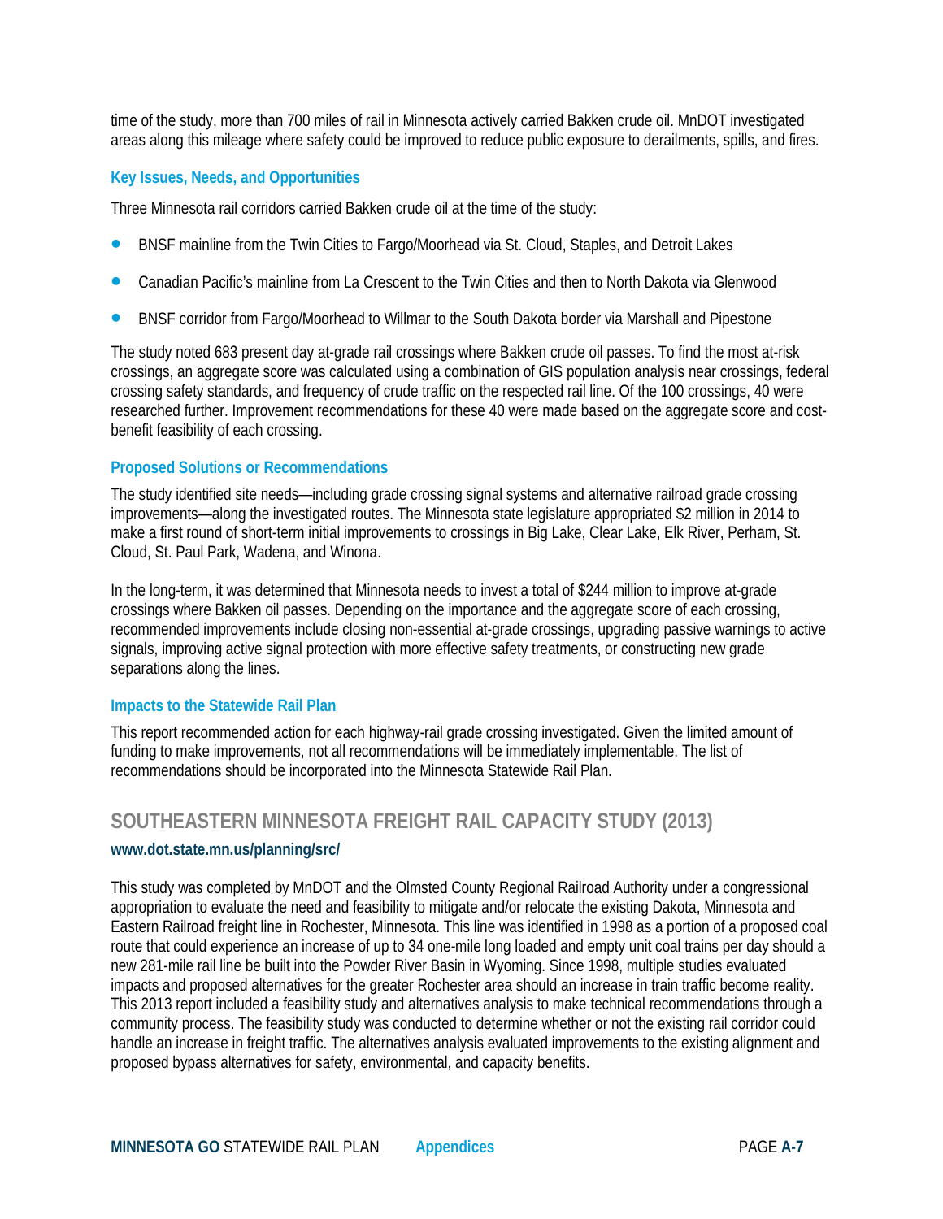time of the study, more than 700 miles of rail in Minnesota actively carried Bakken crude oil. MnDOT investigated areas along this mileage where safety could be improved to reduce public exposure to derailments, spills, and fires.

### Key Issues, Needs, and Opportunities

Three Minnesota rail corridors carried Bakken crude oil at the time of the study:

- BNSF mainline from the Twin Cities to Fargo/Moorhead via St. Cloud, Staples, and Detroit Lakes
- Canadian Pacific's mainline from La Crescent to the Twin Cities and then to North Dakota via Glenwood
- BNSF corridor from Fargo/Moorhead to Willmar to the South Dakota border via Marshall and Pipestone

The study noted 683 present day at-grade rail crossings where Bakken crude oil passes. To find the most at-risk crossings, an aggregate score was calculated using a combination of GIS population analysis near crossings, federal crossing safety standards, and frequency of crude traffic on the respected rail line. Of the 100 crossings, 40 were researched further. Improvement recommendations for these 40 were made based on the aggregate score and cost-benefit feasibility of each crossing.

### Proposed Solutions or Recommendations

The study identified site needs—including grade crossing signal systems and alternative railroad grade crossing improvements—along the investigated routes. The Minnesota state legislature appropriated $2 million in 2014 to make a first round of short-term initial improvements to crossings in Big Lake, Clear Lake, Elk River, Perham, St. Cloud, St. Paul Park, Wadena, and Winona.

In the long-term, it was determined that Minnesota needs to invest a total of $244 million to improve at-grade crossings where Bakken oil passes. Depending on the importance and the aggregate score of each crossing, recommended improvements include closing non-essential at-grade crossings, upgrading passive warnings to active signals, improving active signal protection with more effective safety treatments, or constructing new grade separations along the lines.

### Impacts to the Statewide Rail Plan

This report recommended action for each highway-rail grade crossing investigated. Given the limited amount of funding to make improvements, not all recommendations will be immediately implementable. The list of recommendations should be incorporated into the Minnesota Statewide Rail Plan.

## SOUTHEASTERN MINNESOTA FREIGHT RAIL CAPACITY STUDY (2013)

**www.dot.state.mn.us/planning/src/**

This study was completed by MnDOT and the Olmsted County Regional Railroad Authority under a congressional appropriation to evaluate the need and feasibility to mitigate and/or relocate the existing Dakota, Minnesota and Eastern Railroad freight line in Rochester, Minnesota. This line was identified in 1998 as a portion of a proposed coal route that could experience an increase of up to 34 one-mile long loaded and empty unit coal trains per day should a new 281-mile rail line be built into the Powder River Basin in Wyoming. Since 1998, multiple studies evaluated impacts and proposed alternatives for the greater Rochester area should an increase in train traffic become reality. This 2013 report included a feasibility study and alternatives analysis to make technical recommendations through a community process. The feasibility study was conducted to determine whether or not the existing rail corridor could handle an increase in freight traffic. The alternatives analysis evaluated improvements to the existing alignment and proposed bypass alternatives for safety, environmental, and capacity benefits.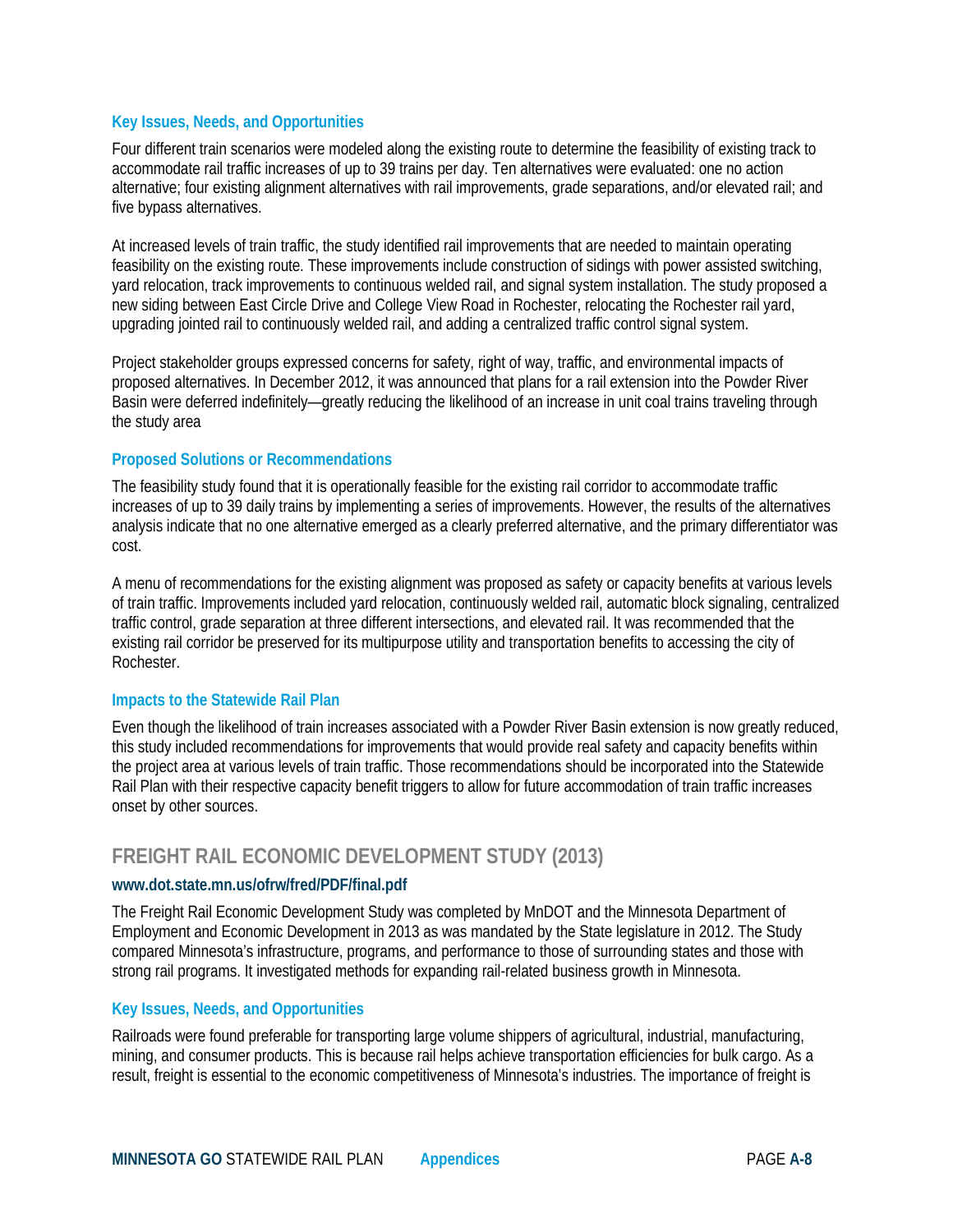### Key Issues, Needs, and Opportunities

Four different train scenarios were modeled along the existing route to determine the feasibility of existing track to accommodate rail traffic increases of up to 39 trains per day. Ten alternatives were evaluated: one no action alternative; four existing alignment alternatives with rail improvements, grade separations, and/or elevated rail; and five bypass alternatives.

At increased levels of train traffic, the study identified rail improvements that are needed to maintain operating feasibility on the existing route. These improvements include construction of sidings with power assisted switching, yard relocation, track improvements to continuous welded rail, and signal system installation. The study proposed a new siding between East Circle Drive and College View Road in Rochester, relocating the Rochester rail yard, upgrading jointed rail to continuously welded rail, and adding a centralized traffic control signal system.

Project stakeholder groups expressed concerns for safety, right of way, traffic, and environmental impacts of proposed alternatives. In December 2012, it was announced that plans for a rail extension into the Powder River Basin were deferred indefinitely—greatly reducing the likelihood of an increase in unit coal trains traveling through the study area

### Proposed Solutions or Recommendations

The feasibility study found that it is operationally feasible for the existing rail corridor to accommodate traffic increases of up to 39 daily trains by implementing a series of improvements. However, the results of the alternatives analysis indicate that no one alternative emerged as a clearly preferred alternative, and the primary differentiator was cost.

A menu of recommendations for the existing alignment was proposed as safety or capacity benefits at various levels of train traffic. Improvements included yard relocation, continuously welded rail, automatic block signaling, centralized traffic control, grade separation at three different intersections, and elevated rail. It was recommended that the existing rail corridor be preserved for its multipurpose utility and transportation benefits to accessing the city of Rochester.

### Impacts to the Statewide Rail Plan

Even though the likelihood of train increases associated with a Powder River Basin extension is now greatly reduced, this study included recommendations for improvements that would provide real safety and capacity benefits within the project area at various levels of train traffic. Those recommendations should be incorporated into the Statewide Rail Plan with their respective capacity benefit triggers to allow for future accommodation of train traffic increases onset by other sources.

## FREIGHT RAIL ECONOMIC DEVELOPMENT STUDY (2013)

**www.dot.state.mn.us/ofrw/fred/PDF/final.pdf**

The Freight Rail Economic Development Study was completed by MnDOT and the Minnesota Department of Employment and Economic Development in 2013 as was mandated by the State legislature in 2012. The Study compared Minnesota's infrastructure, programs, and performance to those of surrounding states and those with strong rail programs. It investigated methods for expanding rail-related business growth in Minnesota.

### Key Issues, Needs, and Opportunities

Railroads were found preferable for transporting large volume shippers of agricultural, industrial, manufacturing, mining, and consumer products. This is because rail helps achieve transportation efficiencies for bulk cargo. As a result, freight is essential to the economic competitiveness of Minnesota's industries. The importance of freight is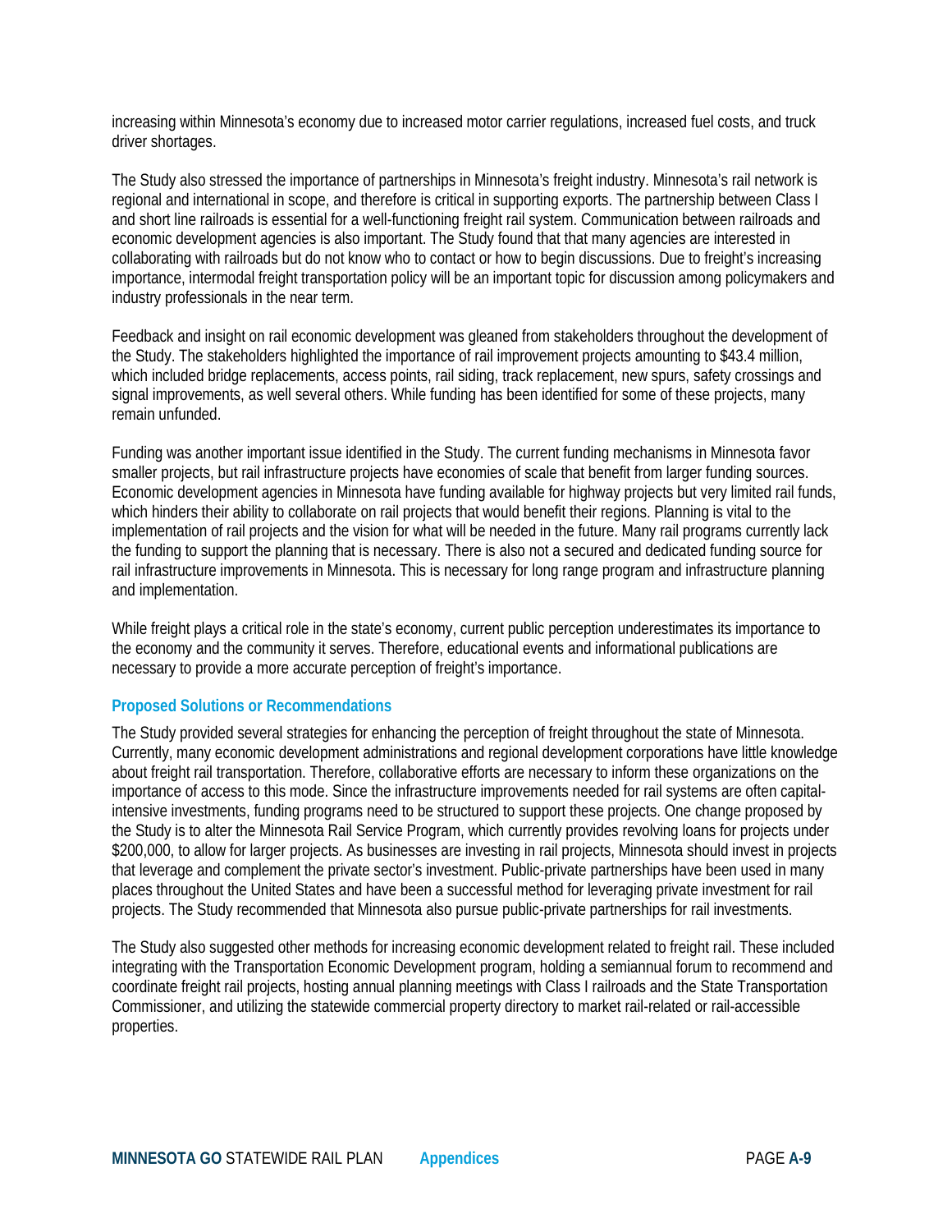increasing within Minnesota's economy due to increased motor carrier regulations, increased fuel costs, and truck driver shortages.

The Study also stressed the importance of partnerships in Minnesota's freight industry. Minnesota's rail network is regional and international in scope, and therefore is critical in supporting exports. The partnership between Class I and short line railroads is essential for a well-functioning freight rail system. Communication between railroads and economic development agencies is also important. The Study found that that many agencies are interested in collaborating with railroads but do not know who to contact or how to begin discussions. Due to freight's increasing importance, intermodal freight transportation policy will be an important topic for discussion among policymakers and industry professionals in the near term.

Feedback and insight on rail economic development was gleaned from stakeholders throughout the development of the Study. The stakeholders highlighted the importance of rail improvement projects amounting to $43.4 million, which included bridge replacements, access points, rail siding, track replacement, new spurs, safety crossings and signal improvements, as well several others. While funding has been identified for some of these projects, many remain unfunded.

Funding was another important issue identified in the Study. The current funding mechanisms in Minnesota favor smaller projects, but rail infrastructure projects have economies of scale that benefit from larger funding sources. Economic development agencies in Minnesota have funding available for highway projects but very limited rail funds, which hinders their ability to collaborate on rail projects that would benefit their regions. Planning is vital to the implementation of rail projects and the vision for what will be needed in the future. Many rail programs currently lack the funding to support the planning that is necessary. There is also not a secured and dedicated funding source for rail infrastructure improvements in Minnesota. This is necessary for long range program and infrastructure planning and implementation.

While freight plays a critical role in the state's economy, current public perception underestimates its importance to the economy and the community it serves. Therefore, educational events and informational publications are necessary to provide a more accurate perception of freight's importance.

### Proposed Solutions or Recommendations

The Study provided several strategies for enhancing the perception of freight throughout the state of Minnesota. Currently, many economic development administrations and regional development corporations have little knowledge about freight rail transportation. Therefore, collaborative efforts are necessary to inform these organizations on the importance of access to this mode. Since the infrastructure improvements needed for rail systems are often capital-intensive investments, funding programs need to be structured to support these projects. One change proposed by the Study is to alter the Minnesota Rail Service Program, which currently provides revolving loans for projects under $200,000, to allow for larger projects. As businesses are investing in rail projects, Minnesota should invest in projects that leverage and complement the private sector's investment. Public-private partnerships have been used in many places throughout the United States and have been a successful method for leveraging private investment for rail projects. The Study recommended that Minnesota also pursue public-private partnerships for rail investments.

The Study also suggested other methods for increasing economic development related to freight rail. These included integrating with the Transportation Economic Development program, holding a semiannual forum to recommend and coordinate freight rail projects, hosting annual planning meetings with Class I railroads and the State Transportation Commissioner, and utilizing the statewide commercial property directory to market rail-related or rail-accessible properties.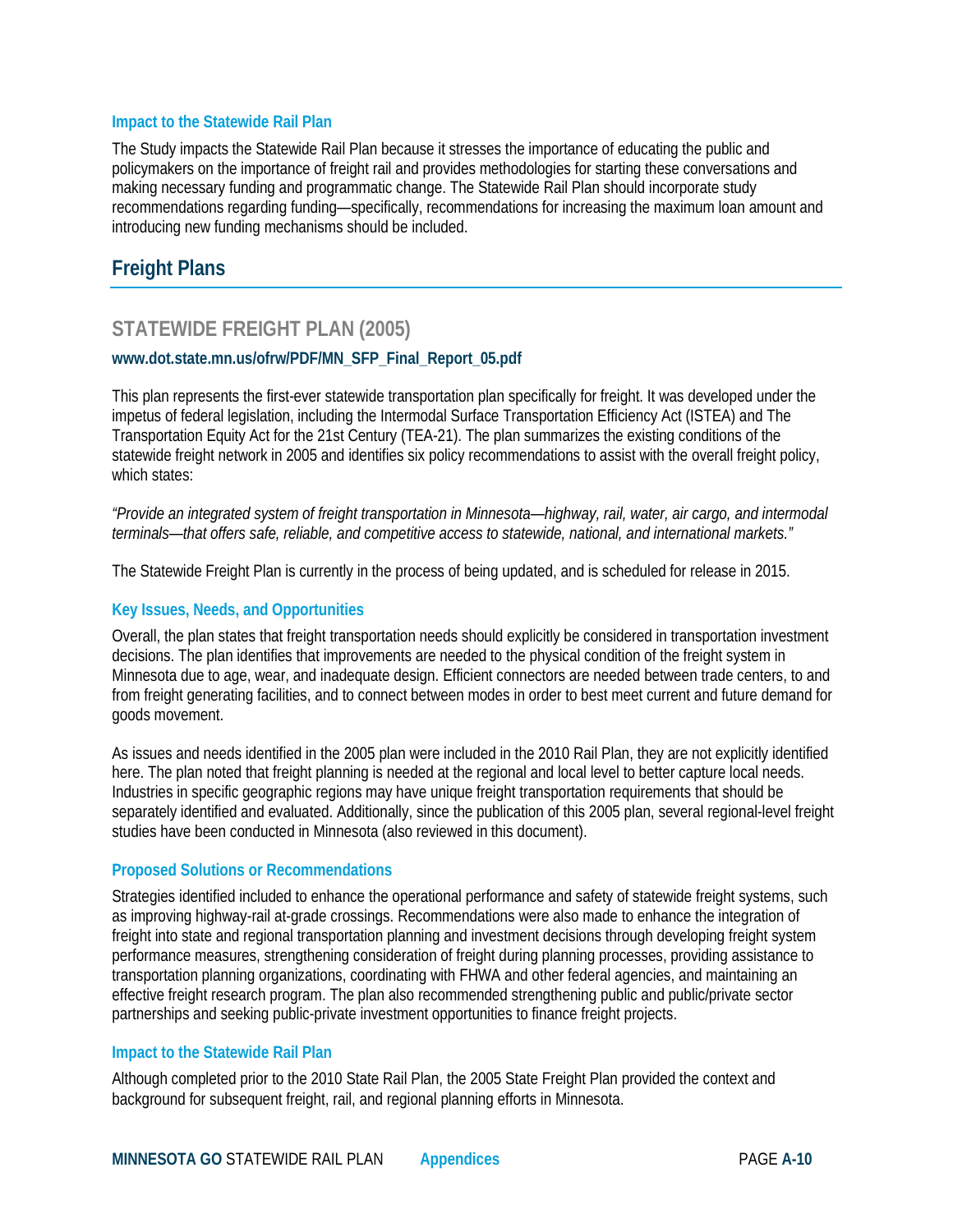#### Impact to the Statewide Rail Plan

The Study impacts the Statewide Rail Plan because it stresses the importance of educating the public and policymakers on the importance of freight rail and provides methodologies for starting these conversations and making necessary funding and programmatic change. The Statewide Rail Plan should incorporate study recommendations regarding funding—specifically, recommendations for increasing the maximum loan amount and introducing new funding mechanisms should be included.

## Freight Plans

### STATEWIDE FREIGHT PLAN (2005)

**www.dot.state.mn.us/ofrw/PDF/MN_SFP_Final_Report_05.pdf**

This plan represents the first-ever statewide transportation plan specifically for freight. It was developed under the impetus of federal legislation, including the Intermodal Surface Transportation Efficiency Act (ISTEA) and The Transportation Equity Act for the 21st Century (TEA-21). The plan summarizes the existing conditions of the statewide freight network in 2005 and identifies six policy recommendations to assist with the overall freight policy, which states:

*"Provide an integrated system of freight transportation in Minnesota—highway, rail, water, air cargo, and intermodal terminals—that offers safe, reliable, and competitive access to statewide, national, and international markets."*

The Statewide Freight Plan is currently in the process of being updated, and is scheduled for release in 2015.

#### Key Issues, Needs, and Opportunities

Overall, the plan states that freight transportation needs should explicitly be considered in transportation investment decisions. The plan identifies that improvements are needed to the physical condition of the freight system in Minnesota due to age, wear, and inadequate design. Efficient connectors are needed between trade centers, to and from freight generating facilities, and to connect between modes in order to best meet current and future demand for goods movement.

As issues and needs identified in the 2005 plan were included in the 2010 Rail Plan, they are not explicitly identified here. The plan noted that freight planning is needed at the regional and local level to better capture local needs. Industries in specific geographic regions may have unique freight transportation requirements that should be separately identified and evaluated. Additionally, since the publication of this 2005 plan, several regional-level freight studies have been conducted in Minnesota (also reviewed in this document).

#### Proposed Solutions or Recommendations

Strategies identified included to enhance the operational performance and safety of statewide freight systems, such as improving highway-rail at-grade crossings. Recommendations were also made to enhance the integration of freight into state and regional transportation planning and investment decisions through developing freight system performance measures, strengthening consideration of freight during planning processes, providing assistance to transportation planning organizations, coordinating with FHWA and other federal agencies, and maintaining an effective freight research program. The plan also recommended strengthening public and public/private sector partnerships and seeking public-private investment opportunities to finance freight projects.

#### Impact to the Statewide Rail Plan

Although completed prior to the 2010 State Rail Plan, the 2005 State Freight Plan provided the context and background for subsequent freight, rail, and regional planning efforts in Minnesota.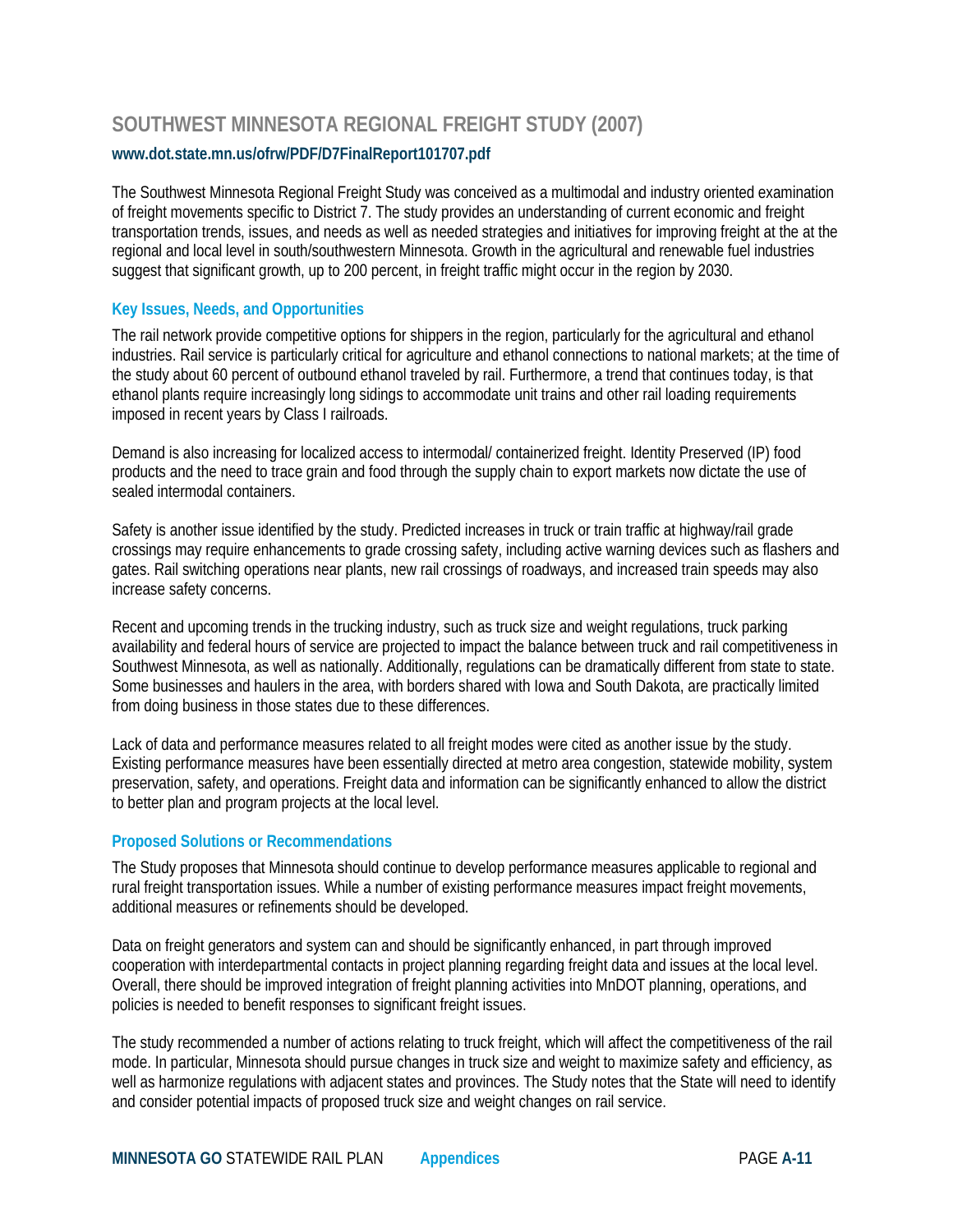## SOUTHWEST MINNESOTA REGIONAL FREIGHT STUDY (2007)

**www.dot.state.mn.us/ofrw/PDF/D7FinalReport101707.pdf**

The Southwest Minnesota Regional Freight Study was conceived as a multimodal and industry oriented examination of freight movements specific to District 7. The study provides an understanding of current economic and freight transportation trends, issues, and needs as well as needed strategies and initiatives for improving freight at the at the regional and local level in south/southwestern Minnesota. Growth in the agricultural and renewable fuel industries suggest that significant growth, up to 200 percent, in freight traffic might occur in the region by 2030.

### Key Issues, Needs, and Opportunities

The rail network provide competitive options for shippers in the region, particularly for the agricultural and ethanol industries. Rail service is particularly critical for agriculture and ethanol connections to national markets; at the time of the study about 60 percent of outbound ethanol traveled by rail. Furthermore, a trend that continues today, is that ethanol plants require increasingly long sidings to accommodate unit trains and other rail loading requirements imposed in recent years by Class I railroads.

Demand is also increasing for localized access to intermodal/ containerized freight. Identity Preserved (IP) food products and the need to trace grain and food through the supply chain to export markets now dictate the use of sealed intermodal containers.

Safety is another issue identified by the study. Predicted increases in truck or train traffic at highway/rail grade crossings may require enhancements to grade crossing safety, including active warning devices such as flashers and gates. Rail switching operations near plants, new rail crossings of roadways, and increased train speeds may also increase safety concerns.

Recent and upcoming trends in the trucking industry, such as truck size and weight regulations, truck parking availability and federal hours of service are projected to impact the balance between truck and rail competitiveness in Southwest Minnesota, as well as nationally. Additionally, regulations can be dramatically different from state to state. Some businesses and haulers in the area, with borders shared with Iowa and South Dakota, are practically limited from doing business in those states due to these differences.

Lack of data and performance measures related to all freight modes were cited as another issue by the study. Existing performance measures have been essentially directed at metro area congestion, statewide mobility, system preservation, safety, and operations. Freight data and information can be significantly enhanced to allow the district to better plan and program projects at the local level.

### Proposed Solutions or Recommendations

The Study proposes that Minnesota should continue to develop performance measures applicable to regional and rural freight transportation issues. While a number of existing performance measures impact freight movements, additional measures or refinements should be developed.

Data on freight generators and system can and should be significantly enhanced, in part through improved cooperation with interdepartmental contacts in project planning regarding freight data and issues at the local level. Overall, there should be improved integration of freight planning activities into MnDOT planning, operations, and policies is needed to benefit responses to significant freight issues.

The study recommended a number of actions relating to truck freight, which will affect the competitiveness of the rail mode. In particular, Minnesota should pursue changes in truck size and weight to maximize safety and efficiency, as well as harmonize regulations with adjacent states and provinces. The Study notes that the State will need to identify and consider potential impacts of proposed truck size and weight changes on rail service.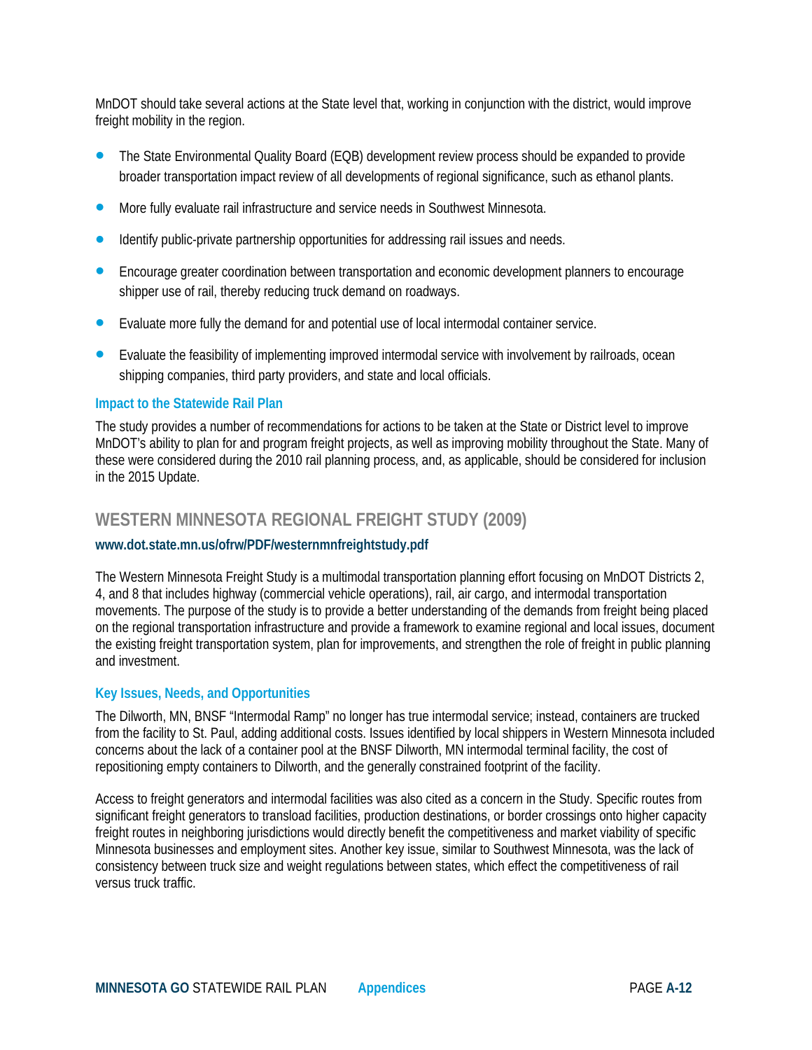MnDOT should take several actions at the State level that, working in conjunction with the district, would improve freight mobility in the region.

- The State Environmental Quality Board (EQB) development review process should be expanded to provide broader transportation impact review of all developments of regional significance, such as ethanol plants.
- More fully evaluate rail infrastructure and service needs in Southwest Minnesota.
- Identify public-private partnership opportunities for addressing rail issues and needs.
- Encourage greater coordination between transportation and economic development planners to encourage shipper use of rail, thereby reducing truck demand on roadways.
- Evaluate more fully the demand for and potential use of local intermodal container service.
- Evaluate the feasibility of implementing improved intermodal service with involvement by railroads, ocean shipping companies, third party providers, and state and local officials.

### Impact to the Statewide Rail Plan

The study provides a number of recommendations for actions to be taken at the State or District level to improve MnDOT's ability to plan for and program freight projects, as well as improving mobility throughout the State. Many of these were considered during the 2010 rail planning process, and, as applicable, should be considered for inclusion in the 2015 Update.

## WESTERN MINNESOTA REGIONAL FREIGHT STUDY (2009)

**www.dot.state.mn.us/ofrw/PDF/westernmnfreightstudy.pdf**

The Western Minnesota Freight Study is a multimodal transportation planning effort focusing on MnDOT Districts 2, 4, and 8 that includes highway (commercial vehicle operations), rail, air cargo, and intermodal transportation movements. The purpose of the study is to provide a better understanding of the demands from freight being placed on the regional transportation infrastructure and provide a framework to examine regional and local issues, document the existing freight transportation system, plan for improvements, and strengthen the role of freight in public planning and investment.

### Key Issues, Needs, and Opportunities

The Dilworth, MN, BNSF "Intermodal Ramp" no longer has true intermodal service; instead, containers are trucked from the facility to St. Paul, adding additional costs. Issues identified by local shippers in Western Minnesota included concerns about the lack of a container pool at the BNSF Dilworth, MN intermodal terminal facility, the cost of repositioning empty containers to Dilworth, and the generally constrained footprint of the facility.

Access to freight generators and intermodal facilities was also cited as a concern in the Study. Specific routes from significant freight generators to transload facilities, production destinations, or border crossings onto higher capacity freight routes in neighboring jurisdictions would directly benefit the competitiveness and market viability of specific Minnesota businesses and employment sites. Another key issue, similar to Southwest Minnesota, was the lack of consistency between truck size and weight regulations between states, which effect the competitiveness of rail versus truck traffic.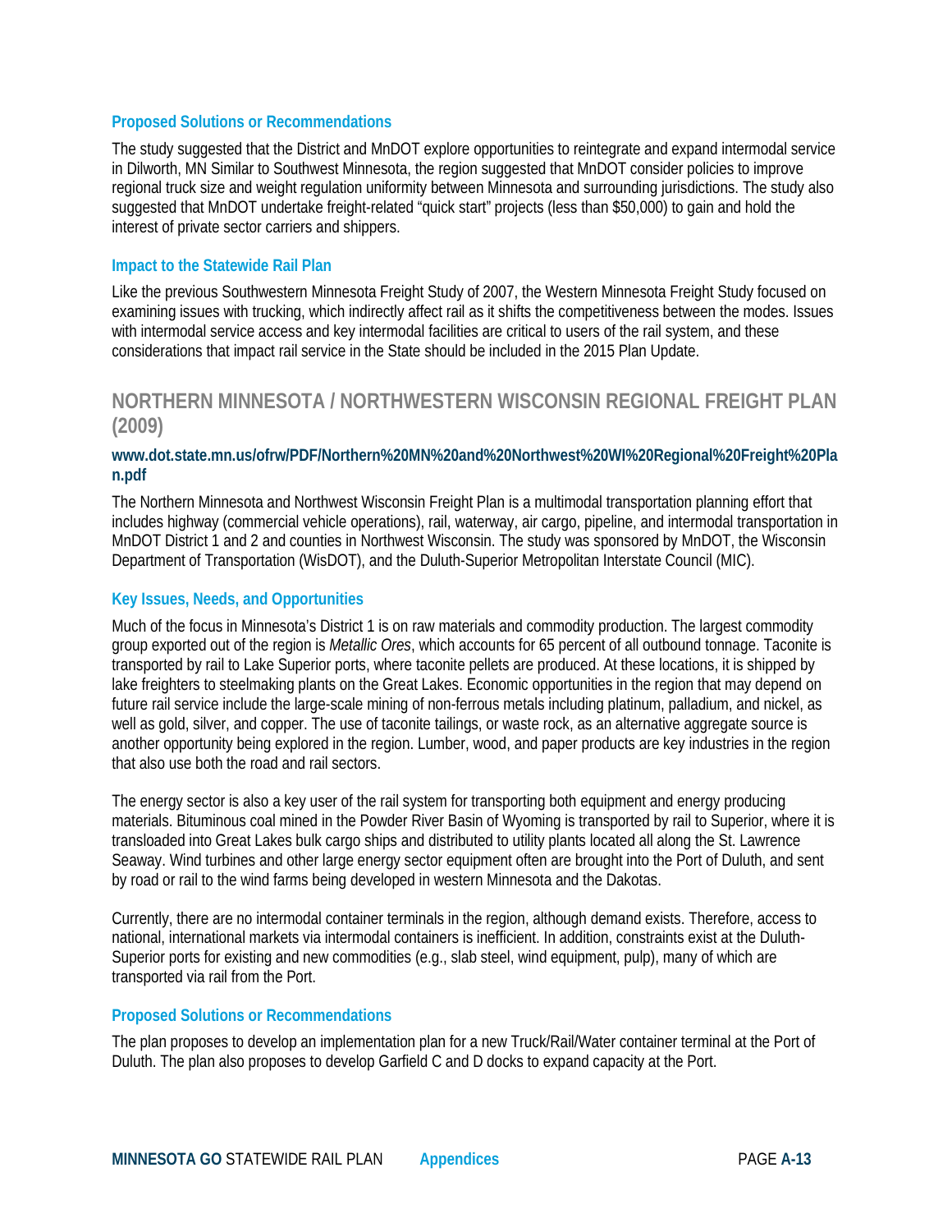### Proposed Solutions or Recommendations

The study suggested that the District and MnDOT explore opportunities to reintegrate and expand intermodal service in Dilworth, MN Similar to Southwest Minnesota, the region suggested that MnDOT consider policies to improve regional truck size and weight regulation uniformity between Minnesota and surrounding jurisdictions. The study also suggested that MnDOT undertake freight-related "quick start" projects (less than $50,000) to gain and hold the interest of private sector carriers and shippers.

### Impact to the Statewide Rail Plan

Like the previous Southwestern Minnesota Freight Study of 2007, the Western Minnesota Freight Study focused on examining issues with trucking, which indirectly affect rail as it shifts the competitiveness between the modes. Issues with intermodal service access and key intermodal facilities are critical to users of the rail system, and these considerations that impact rail service in the State should be included in the 2015 Plan Update.

## NORTHERN MINNESOTA / NORTHWESTERN WISCONSIN REGIONAL FREIGHT PLAN (2009)

**www.dot.state.mn.us/ofrw/PDF/Northern%20MN%20and%20Northwest%20WI%20Regional%20Freight%20Plan.pdf**

The Northern Minnesota and Northwest Wisconsin Freight Plan is a multimodal transportation planning effort that includes highway (commercial vehicle operations), rail, waterway, air cargo, pipeline, and intermodal transportation in MnDOT District 1 and 2 and counties in Northwest Wisconsin. The study was sponsored by MnDOT, the Wisconsin Department of Transportation (WisDOT), and the Duluth-Superior Metropolitan Interstate Council (MIC).

### Key Issues, Needs, and Opportunities

Much of the focus in Minnesota's District 1 is on raw materials and commodity production. The largest commodity group exported out of the region is *Metallic Ores*, which accounts for 65 percent of all outbound tonnage. Taconite is transported by rail to Lake Superior ports, where taconite pellets are produced. At these locations, it is shipped by lake freighters to steelmaking plants on the Great Lakes. Economic opportunities in the region that may depend on future rail service include the large-scale mining of non-ferrous metals including platinum, palladium, and nickel, as well as gold, silver, and copper. The use of taconite tailings, or waste rock, as an alternative aggregate source is another opportunity being explored in the region. Lumber, wood, and paper products are key industries in the region that also use both the road and rail sectors.

The energy sector is also a key user of the rail system for transporting both equipment and energy producing materials. Bituminous coal mined in the Powder River Basin of Wyoming is transported by rail to Superior, where it is transloaded into Great Lakes bulk cargo ships and distributed to utility plants located all along the St. Lawrence Seaway. Wind turbines and other large energy sector equipment often are brought into the Port of Duluth, and sent by road or rail to the wind farms being developed in western Minnesota and the Dakotas.

Currently, there are no intermodal container terminals in the region, although demand exists. Therefore, access to national, international markets via intermodal containers is inefficient. In addition, constraints exist at the Duluth-Superior ports for existing and new commodities (e.g., slab steel, wind equipment, pulp), many of which are transported via rail from the Port.

### Proposed Solutions or Recommendations

The plan proposes to develop an implementation plan for a new Truck/Rail/Water container terminal at the Port of Duluth. The plan also proposes to develop Garfield C and D docks to expand capacity at the Port.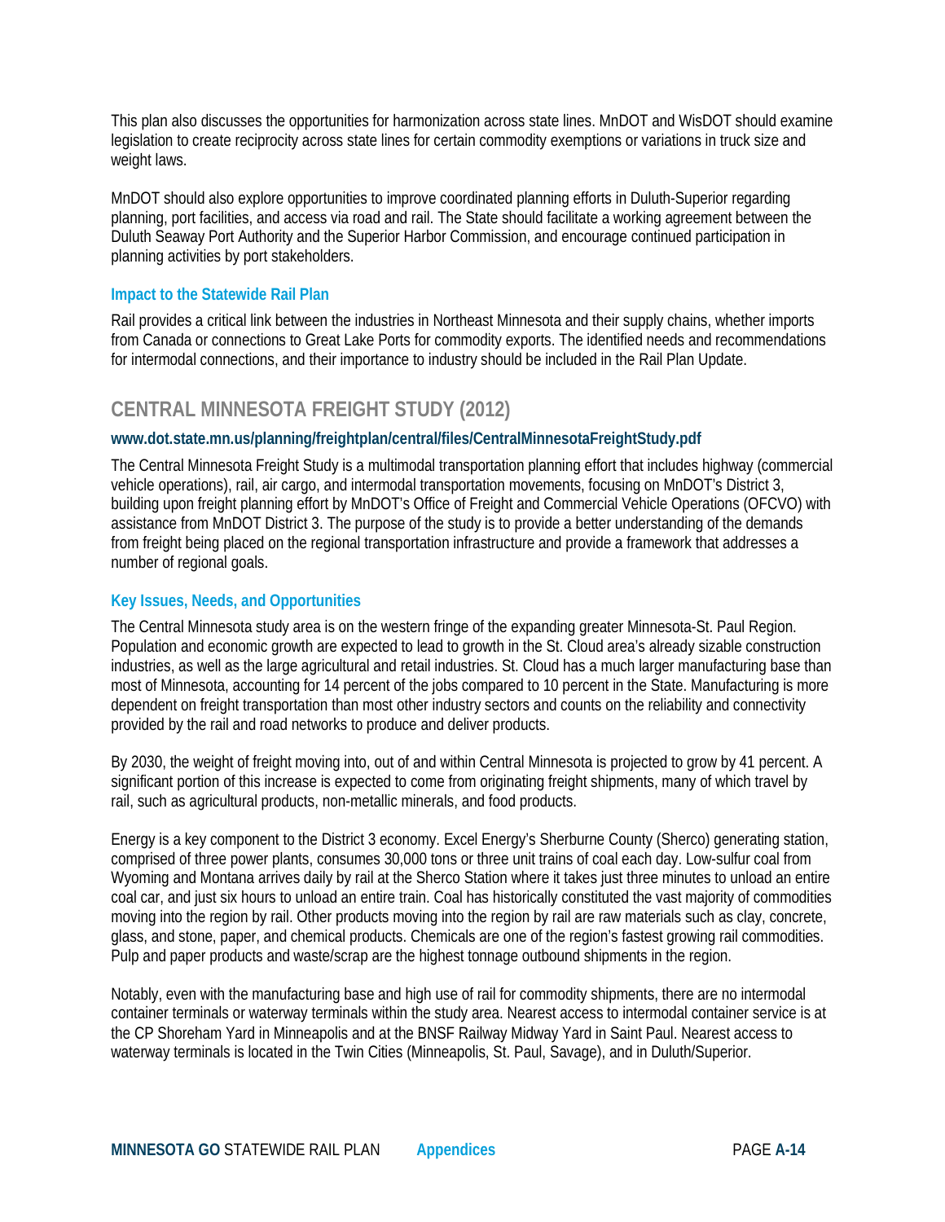This plan also discusses the opportunities for harmonization across state lines. MnDOT and WisDOT should examine legislation to create reciprocity across state lines for certain commodity exemptions or variations in truck size and weight laws.

MnDOT should also explore opportunities to improve coordinated planning efforts in Duluth-Superior regarding planning, port facilities, and access via road and rail. The State should facilitate a working agreement between the Duluth Seaway Port Authority and the Superior Harbor Commission, and encourage continued participation in planning activities by port stakeholders.

### Impact to the Statewide Rail Plan

Rail provides a critical link between the industries in Northeast Minnesota and their supply chains, whether imports from Canada or connections to Great Lake Ports for commodity exports. The identified needs and recommendations for intermodal connections, and their importance to industry should be included in the Rail Plan Update.

## CENTRAL MINNESOTA FREIGHT STUDY (2012)

**www.dot.state.mn.us/planning/freightplan/central/files/CentralMinnesotaFreightStudy.pdf**

The Central Minnesota Freight Study is a multimodal transportation planning effort that includes highway (commercial vehicle operations), rail, air cargo, and intermodal transportation movements, focusing on MnDOT's District 3, building upon freight planning effort by MnDOT's Office of Freight and Commercial Vehicle Operations (OFCVO) with assistance from MnDOT District 3. The purpose of the study is to provide a better understanding of the demands from freight being placed on the regional transportation infrastructure and provide a framework that addresses a number of regional goals.

### Key Issues, Needs, and Opportunities

The Central Minnesota study area is on the western fringe of the expanding greater Minnesota-St. Paul Region. Population and economic growth are expected to lead to growth in the St. Cloud area's already sizable construction industries, as well as the large agricultural and retail industries. St. Cloud has a much larger manufacturing base than most of Minnesota, accounting for 14 percent of the jobs compared to 10 percent in the State. Manufacturing is more dependent on freight transportation than most other industry sectors and counts on the reliability and connectivity provided by the rail and road networks to produce and deliver products.

By 2030, the weight of freight moving into, out of and within Central Minnesota is projected to grow by 41 percent. A significant portion of this increase is expected to come from originating freight shipments, many of which travel by rail, such as agricultural products, non-metallic minerals, and food products.

Energy is a key component to the District 3 economy. Excel Energy's Sherburne County (Sherco) generating station, comprised of three power plants, consumes 30,000 tons or three unit trains of coal each day. Low-sulfur coal from Wyoming and Montana arrives daily by rail at the Sherco Station where it takes just three minutes to unload an entire coal car, and just six hours to unload an entire train. Coal has historically constituted the vast majority of commodities moving into the region by rail. Other products moving into the region by rail are raw materials such as clay, concrete, glass, and stone, paper, and chemical products. Chemicals are one of the region's fastest growing rail commodities. Pulp and paper products and waste/scrap are the highest tonnage outbound shipments in the region.

Notably, even with the manufacturing base and high use of rail for commodity shipments, there are no intermodal container terminals or waterway terminals within the study area. Nearest access to intermodal container service is at the CP Shoreham Yard in Minneapolis and at the BNSF Railway Midway Yard in Saint Paul. Nearest access to waterway terminals is located in the Twin Cities (Minneapolis, St. Paul, Savage), and in Duluth/Superior.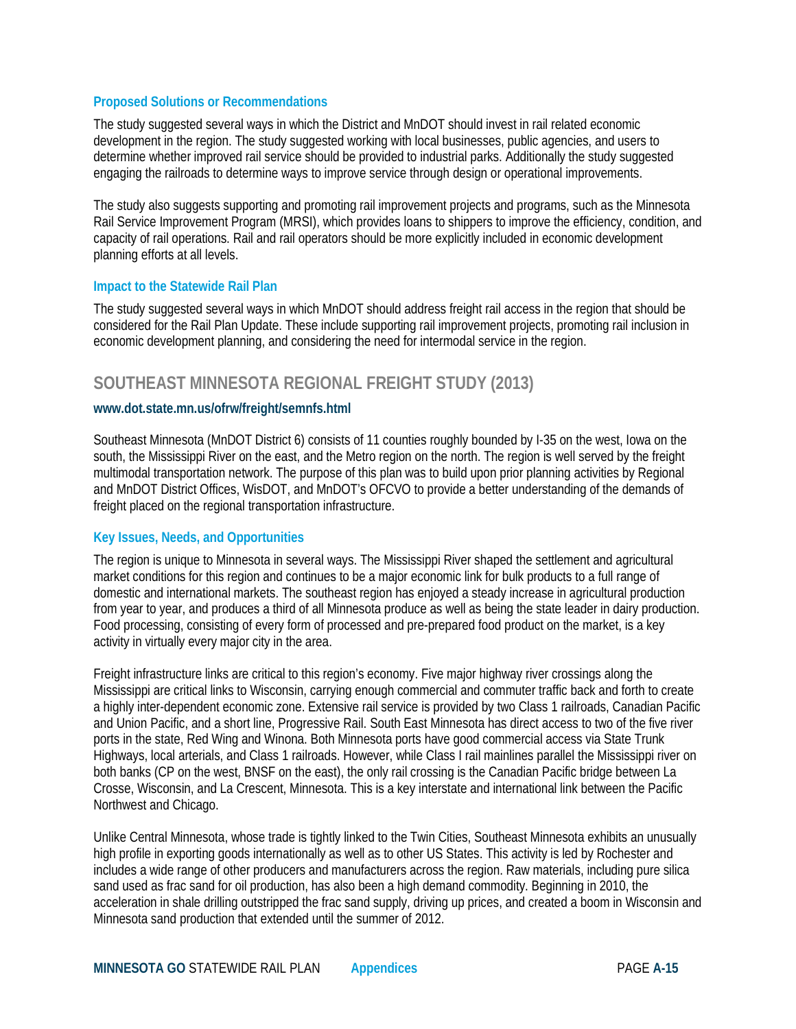### Proposed Solutions or Recommendations

The study suggested several ways in which the District and MnDOT should invest in rail related economic development in the region. The study suggested working with local businesses, public agencies, and users to determine whether improved rail service should be provided to industrial parks. Additionally the study suggested engaging the railroads to determine ways to improve service through design or operational improvements.

The study also suggests supporting and promoting rail improvement projects and programs, such as the Minnesota Rail Service Improvement Program (MRSI), which provides loans to shippers to improve the efficiency, condition, and capacity of rail operations. Rail and rail operators should be more explicitly included in economic development planning efforts at all levels.

### Impact to the Statewide Rail Plan

The study suggested several ways in which MnDOT should address freight rail access in the region that should be considered for the Rail Plan Update. These include supporting rail improvement projects, promoting rail inclusion in economic development planning, and considering the need for intermodal service in the region.

## SOUTHEAST MINNESOTA REGIONAL FREIGHT STUDY (2013)

**www.dot.state.mn.us/ofrw/freight/semnfs.html**

Southeast Minnesota (MnDOT District 6) consists of 11 counties roughly bounded by I-35 on the west, Iowa on the south, the Mississippi River on the east, and the Metro region on the north. The region is well served by the freight multimodal transportation network. The purpose of this plan was to build upon prior planning activities by Regional and MnDOT District Offices, WisDOT, and MnDOT's OFCVO to provide a better understanding of the demands of freight placed on the regional transportation infrastructure.

### Key Issues, Needs, and Opportunities

The region is unique to Minnesota in several ways. The Mississippi River shaped the settlement and agricultural market conditions for this region and continues to be a major economic link for bulk products to a full range of domestic and international markets. The southeast region has enjoyed a steady increase in agricultural production from year to year, and produces a third of all Minnesota produce as well as being the state leader in dairy production. Food processing, consisting of every form of processed and pre-prepared food product on the market, is a key activity in virtually every major city in the area.

Freight infrastructure links are critical to this region's economy. Five major highway river crossings along the Mississippi are critical links to Wisconsin, carrying enough commercial and commuter traffic back and forth to create a highly inter-dependent economic zone. Extensive rail service is provided by two Class 1 railroads, Canadian Pacific and Union Pacific, and a short line, Progressive Rail. South East Minnesota has direct access to two of the five river ports in the state, Red Wing and Winona. Both Minnesota ports have good commercial access via State Trunk Highways, local arterials, and Class 1 railroads. However, while Class I rail mainlines parallel the Mississippi river on both banks (CP on the west, BNSF on the east), the only rail crossing is the Canadian Pacific bridge between La Crosse, Wisconsin, and La Crescent, Minnesota. This is a key interstate and international link between the Pacific Northwest and Chicago.

Unlike Central Minnesota, whose trade is tightly linked to the Twin Cities, Southeast Minnesota exhibits an unusually high profile in exporting goods internationally as well as to other US States. This activity is led by Rochester and includes a wide range of other producers and manufacturers across the region. Raw materials, including pure silica sand used as frac sand for oil production, has also been a high demand commodity. Beginning in 2010, the acceleration in shale drilling outstripped the frac sand supply, driving up prices, and created a boom in Wisconsin and Minnesota sand production that extended until the summer of 2012.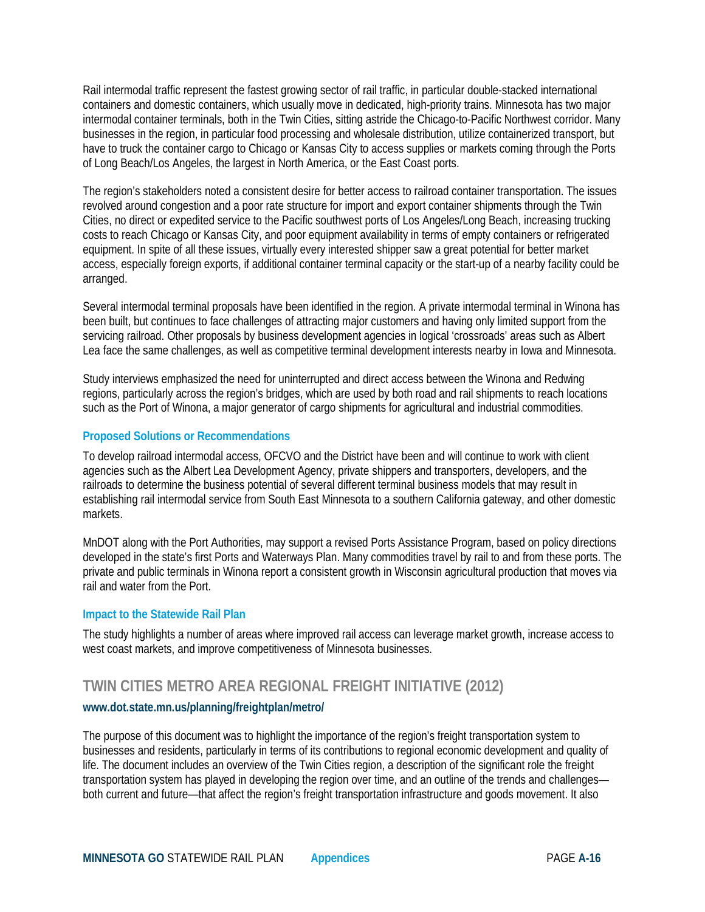Rail intermodal traffic represent the fastest growing sector of rail traffic, in particular double-stacked international containers and domestic containers, which usually move in dedicated, high-priority trains. Minnesota has two major intermodal container terminals, both in the Twin Cities, sitting astride the Chicago-to-Pacific Northwest corridor. Many businesses in the region, in particular food processing and wholesale distribution, utilize containerized transport, but have to truck the container cargo to Chicago or Kansas City to access supplies or markets coming through the Ports of Long Beach/Los Angeles, the largest in North America, or the East Coast ports.

The region's stakeholders noted a consistent desire for better access to railroad container transportation. The issues revolved around congestion and a poor rate structure for import and export container shipments through the Twin Cities, no direct or expedited service to the Pacific southwest ports of Los Angeles/Long Beach, increasing trucking costs to reach Chicago or Kansas City, and poor equipment availability in terms of empty containers or refrigerated equipment. In spite of all these issues, virtually every interested shipper saw a great potential for better market access, especially foreign exports, if additional container terminal capacity or the start-up of a nearby facility could be arranged.

Several intermodal terminal proposals have been identified in the region. A private intermodal terminal in Winona has been built, but continues to face challenges of attracting major customers and having only limited support from the servicing railroad. Other proposals by business development agencies in logical 'crossroads' areas such as Albert Lea face the same challenges, as well as competitive terminal development interests nearby in Iowa and Minnesota.

Study interviews emphasized the need for uninterrupted and direct access between the Winona and Redwing regions, particularly across the region's bridges, which are used by both road and rail shipments to reach locations such as the Port of Winona, a major generator of cargo shipments for agricultural and industrial commodities.

### Proposed Solutions or Recommendations

To develop railroad intermodal access, OFCVO and the District have been and will continue to work with client agencies such as the Albert Lea Development Agency, private shippers and transporters, developers, and the railroads to determine the business potential of several different terminal business models that may result in establishing rail intermodal service from South East Minnesota to a southern California gateway, and other domestic markets.

MnDOT along with the Port Authorities, may support a revised Ports Assistance Program, based on policy directions developed in the state's first Ports and Waterways Plan. Many commodities travel by rail to and from these ports. The private and public terminals in Winona report a consistent growth in Wisconsin agricultural production that moves via rail and water from the Port.

### Impact to the Statewide Rail Plan

The study highlights a number of areas where improved rail access can leverage market growth, increase access to west coast markets, and improve competitiveness of Minnesota businesses.

## TWIN CITIES METRO AREA REGIONAL FREIGHT INITIATIVE (2012)

**www.dot.state.mn.us/planning/freightplan/metro/**

The purpose of this document was to highlight the importance of the region's freight transportation system to businesses and residents, particularly in terms of its contributions to regional economic development and quality of life. The document includes an overview of the Twin Cities region, a description of the significant role the freight transportation system has played in developing the region over time, and an outline of the trends and challenges—both current and future—that affect the region's freight transportation infrastructure and goods movement. It also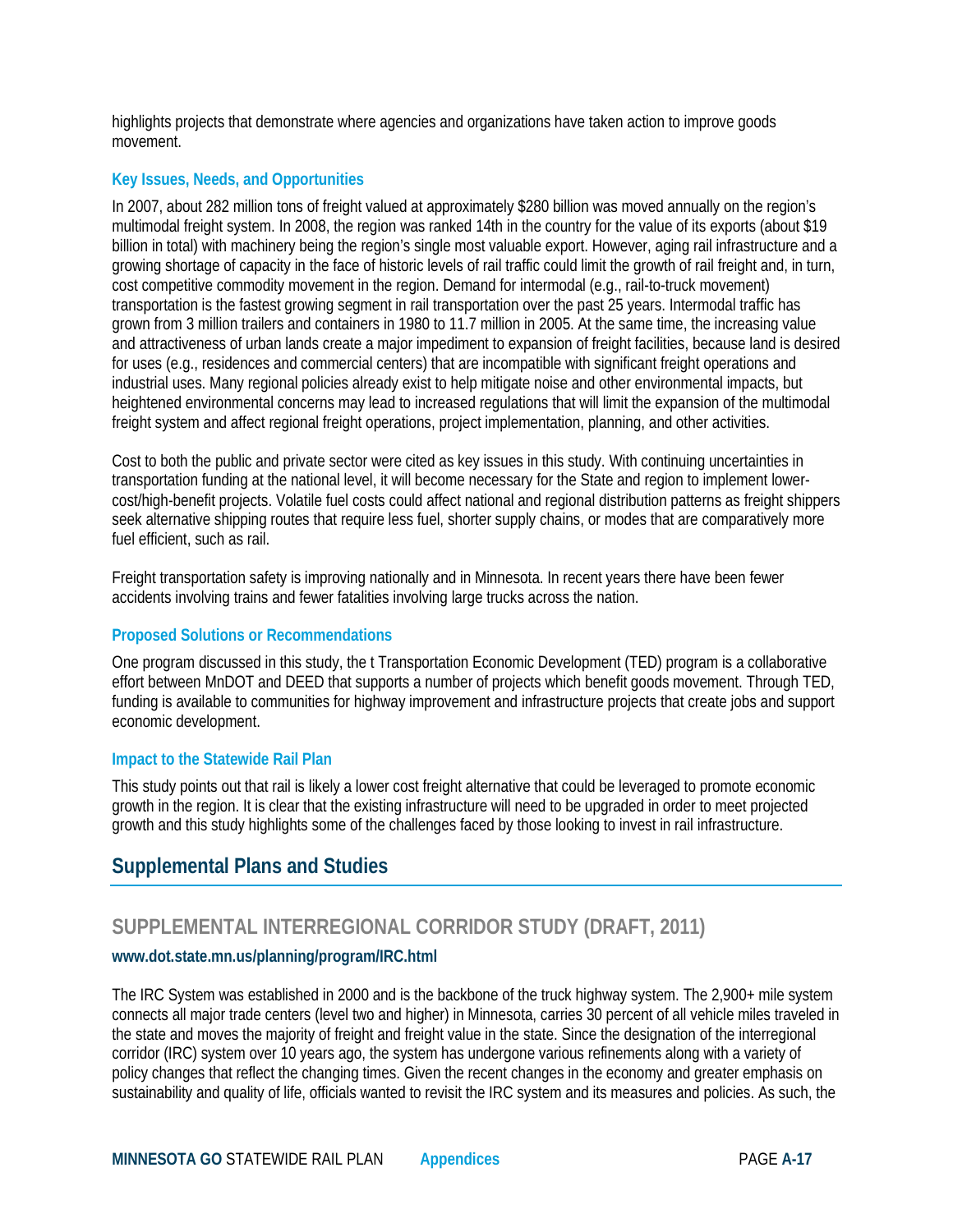highlights projects that demonstrate where agencies and organizations have taken action to improve goods movement.

### Key Issues, Needs, and Opportunities

In 2007, about 282 million tons of freight valued at approximately $280 billion was moved annually on the region's multimodal freight system. In 2008, the region was ranked 14th in the country for the value of its exports (about $19 billion in total) with machinery being the region's single most valuable export. However, aging rail infrastructure and a growing shortage of capacity in the face of historic levels of rail traffic could limit the growth of rail freight and, in turn, cost competitive commodity movement in the region. Demand for intermodal (e.g., rail-to-truck movement) transportation is the fastest growing segment in rail transportation over the past 25 years. Intermodal traffic has grown from 3 million trailers and containers in 1980 to 11.7 million in 2005. At the same time, the increasing value and attractiveness of urban lands create a major impediment to expansion of freight facilities, because land is desired for uses (e.g., residences and commercial centers) that are incompatible with significant freight operations and industrial uses. Many regional policies already exist to help mitigate noise and other environmental impacts, but heightened environmental concerns may lead to increased regulations that will limit the expansion of the multimodal freight system and affect regional freight operations, project implementation, planning, and other activities.

Cost to both the public and private sector were cited as key issues in this study. With continuing uncertainties in transportation funding at the national level, it will become necessary for the State and region to implement lower-cost/high-benefit projects. Volatile fuel costs could affect national and regional distribution patterns as freight shippers seek alternative shipping routes that require less fuel, shorter supply chains, or modes that are comparatively more fuel efficient, such as rail.

Freight transportation safety is improving nationally and in Minnesota. In recent years there have been fewer accidents involving trains and fewer fatalities involving large trucks across the nation.

### Proposed Solutions or Recommendations

One program discussed in this study, the t Transportation Economic Development (TED) program is a collaborative effort between MnDOT and DEED that supports a number of projects which benefit goods movement. Through TED, funding is available to communities for highway improvement and infrastructure projects that create jobs and support economic development.

### Impact to the Statewide Rail Plan

This study points out that rail is likely a lower cost freight alternative that could be leveraged to promote economic growth in the region. It is clear that the existing infrastructure will need to be upgraded in order to meet projected growth and this study highlights some of the challenges faced by those looking to invest in rail infrastructure.

## Supplemental Plans and Studies

### SUPPLEMENTAL INTERREGIONAL CORRIDOR STUDY (DRAFT, 2011)

**www.dot.state.mn.us/planning/program/IRC.html**

The IRC System was established in 2000 and is the backbone of the truck highway system. The 2,900+ mile system connects all major trade centers (level two and higher) in Minnesota, carries 30 percent of all vehicle miles traveled in the state and moves the majority of freight and freight value in the state. Since the designation of the interregional corridor (IRC) system over 10 years ago, the system has undergone various refinements along with a variety of policy changes that reflect the changing times. Given the recent changes in the economy and greater emphasis on sustainability and quality of life, officials wanted to revisit the IRC system and its measures and policies. As such, the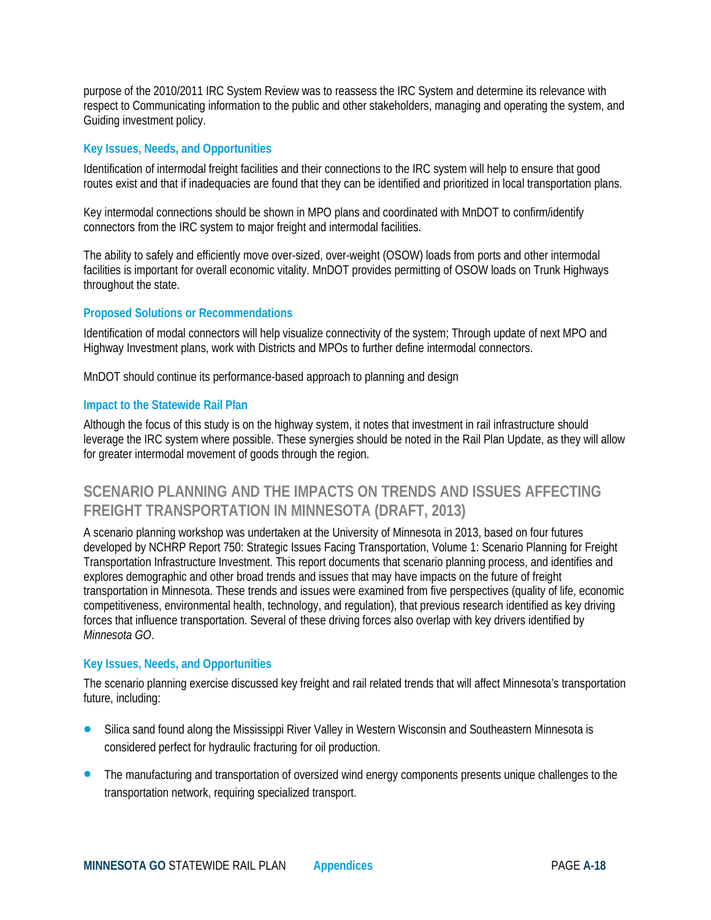purpose of the 2010/2011 IRC System Review was to reassess the IRC System and determine its relevance with respect to Communicating information to the public and other stakeholders, managing and operating the system, and Guiding investment policy.

### Key Issues, Needs, and Opportunities

Identification of intermodal freight facilities and their connections to the IRC system will help to ensure that good routes exist and that if inadequacies are found that they can be identified and prioritized in local transportation plans.

Key intermodal connections should be shown in MPO plans and coordinated with MnDOT to confirm/identify connectors from the IRC system to major freight and intermodal facilities.

The ability to safely and efficiently move over-sized, over-weight (OSOW) loads from ports and other intermodal facilities is important for overall economic vitality. MnDOT provides permitting of OSOW loads on Trunk Highways throughout the state.

### Proposed Solutions or Recommendations

Identification of modal connectors will help visualize connectivity of the system; Through update of next MPO and Highway Investment plans, work with Districts and MPOs to further define intermodal connectors.

MnDOT should continue its performance-based approach to planning and design

### Impact to the Statewide Rail Plan

Although the focus of this study is on the highway system, it notes that investment in rail infrastructure should leverage the IRC system where possible. These synergies should be noted in the Rail Plan Update, as they will allow for greater intermodal movement of goods through the region.

## SCENARIO PLANNING AND THE IMPACTS ON TRENDS AND ISSUES AFFECTING FREIGHT TRANSPORTATION IN MINNESOTA (DRAFT, 2013)

A scenario planning workshop was undertaken at the University of Minnesota in 2013, based on four futures developed by NCHRP Report 750: Strategic Issues Facing Transportation, Volume 1: Scenario Planning for Freight Transportation Infrastructure Investment. This report documents that scenario planning process, and identifies and explores demographic and other broad trends and issues that may have impacts on the future of freight transportation in Minnesota. These trends and issues were examined from five perspectives (quality of life, economic competitiveness, environmental health, technology, and regulation), that previous research identified as key driving forces that influence transportation. Several of these driving forces also overlap with key drivers identified by *Minnesota GO*.

### Key Issues, Needs, and Opportunities

The scenario planning exercise discussed key freight and rail related trends that will affect Minnesota's transportation future, including:

- Silica sand found along the Mississippi River Valley in Western Wisconsin and Southeastern Minnesota is considered perfect for hydraulic fracturing for oil production.
- The manufacturing and transportation of oversized wind energy components presents unique challenges to the transportation network, requiring specialized transport.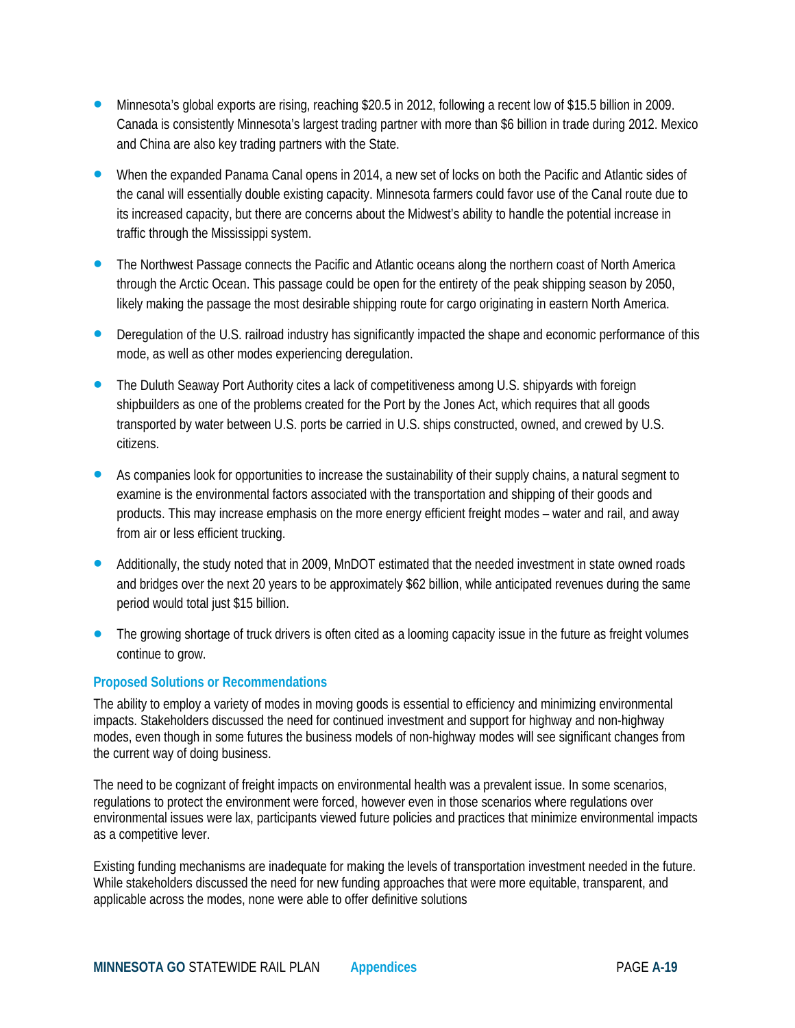- Minnesota's global exports are rising, reaching $20.5 in 2012, following a recent low of $15.5 billion in 2009. Canada is consistently Minnesota's largest trading partner with more than $6 billion in trade during 2012. Mexico and China are also key trading partners with the State.
- When the expanded Panama Canal opens in 2014, a new set of locks on both the Pacific and Atlantic sides of the canal will essentially double existing capacity. Minnesota farmers could favor use of the Canal route due to its increased capacity, but there are concerns about the Midwest's ability to handle the potential increase in traffic through the Mississippi system.
- The Northwest Passage connects the Pacific and Atlantic oceans along the northern coast of North America through the Arctic Ocean. This passage could be open for the entirety of the peak shipping season by 2050, likely making the passage the most desirable shipping route for cargo originating in eastern North America.
- Deregulation of the U.S. railroad industry has significantly impacted the shape and economic performance of this mode, as well as other modes experiencing deregulation.
- The Duluth Seaway Port Authority cites a lack of competitiveness among U.S. shipyards with foreign shipbuilders as one of the problems created for the Port by the Jones Act, which requires that all goods transported by water between U.S. ports be carried in U.S. ships constructed, owned, and crewed by U.S. citizens.
- As companies look for opportunities to increase the sustainability of their supply chains, a natural segment to examine is the environmental factors associated with the transportation and shipping of their goods and products. This may increase emphasis on the more energy efficient freight modes – water and rail, and away from air or less efficient trucking.
- Additionally, the study noted that in 2009, MnDOT estimated that the needed investment in state owned roads and bridges over the next 20 years to be approximately $62 billion, while anticipated revenues during the same period would total just $15 billion.
- The growing shortage of truck drivers is often cited as a looming capacity issue in the future as freight volumes continue to grow.

### Proposed Solutions or Recommendations

The ability to employ a variety of modes in moving goods is essential to efficiency and minimizing environmental impacts. Stakeholders discussed the need for continued investment and support for highway and non-highway modes, even though in some futures the business models of non-highway modes will see significant changes from the current way of doing business.

The need to be cognizant of freight impacts on environmental health was a prevalent issue. In some scenarios, regulations to protect the environment were forced, however even in those scenarios where regulations over environmental issues were lax, participants viewed future policies and practices that minimize environmental impacts as a competitive lever.

Existing funding mechanisms are inadequate for making the levels of transportation investment needed in the future. While stakeholders discussed the need for new funding approaches that were more equitable, transparent, and applicable across the modes, none were able to offer definitive solutions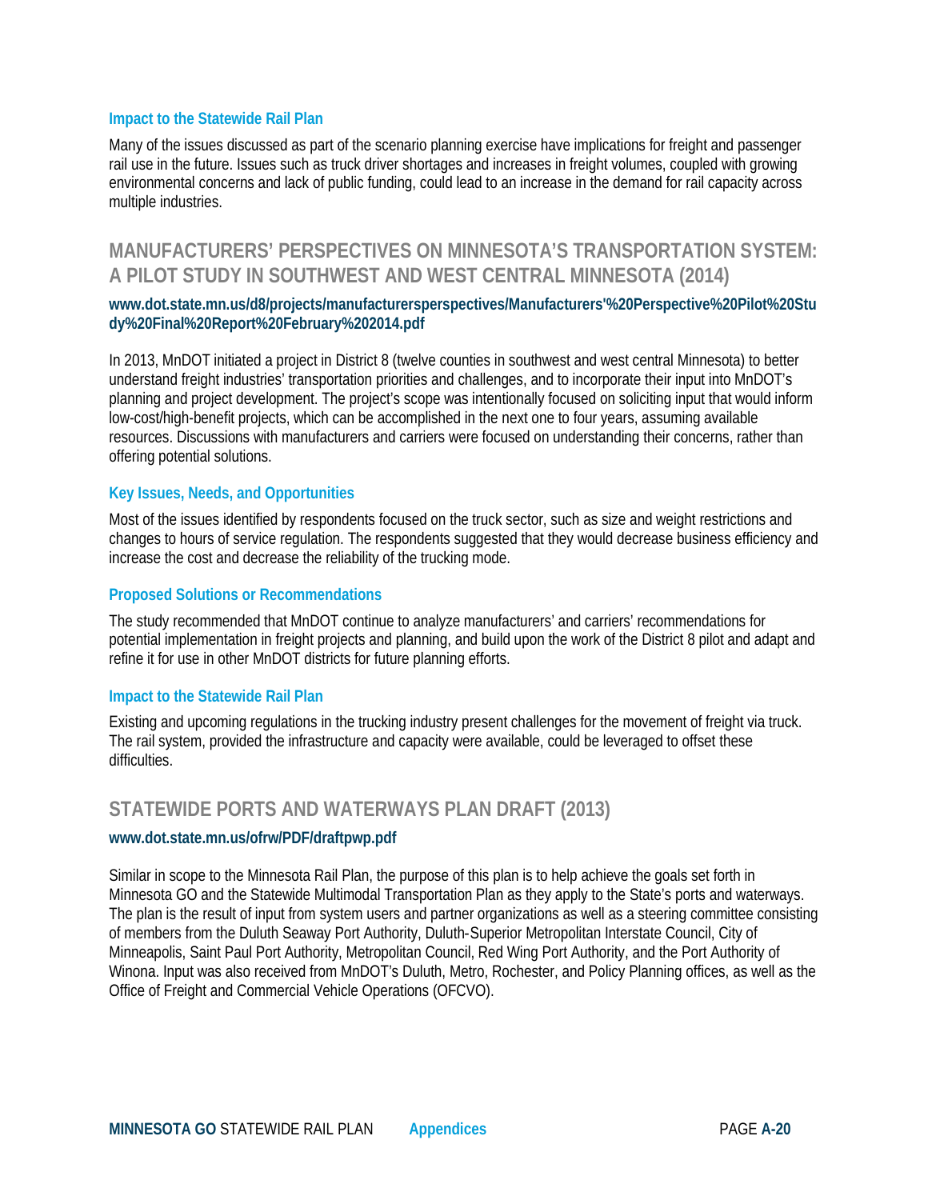### Impact to the Statewide Rail Plan

Many of the issues discussed as part of the scenario planning exercise have implications for freight and passenger rail use in the future. Issues such as truck driver shortages and increases in freight volumes, coupled with growing environmental concerns and lack of public funding, could lead to an increase in the demand for rail capacity across multiple industries.

## MANUFACTURERS' PERSPECTIVES ON MINNESOTA'S TRANSPORTATION SYSTEM: A PILOT STUDY IN SOUTHWEST AND WEST CENTRAL MINNESOTA (2014)

**www.dot.state.mn.us/d8/projects/manufacturersperspectives/Manufacturers'%20Perspective%20Pilot%20Study%20Final%20Report%20February%202014.pdf**

In 2013, MnDOT initiated a project in District 8 (twelve counties in southwest and west central Minnesota) to better understand freight industries' transportation priorities and challenges, and to incorporate their input into MnDOT's planning and project development. The project's scope was intentionally focused on soliciting input that would inform low-cost/high-benefit projects, which can be accomplished in the next one to four years, assuming available resources. Discussions with manufacturers and carriers were focused on understanding their concerns, rather than offering potential solutions.

### Key Issues, Needs, and Opportunities

Most of the issues identified by respondents focused on the truck sector, such as size and weight restrictions and changes to hours of service regulation. The respondents suggested that they would decrease business efficiency and increase the cost and decrease the reliability of the trucking mode.

### Proposed Solutions or Recommendations

The study recommended that MnDOT continue to analyze manufacturers' and carriers' recommendations for potential implementation in freight projects and planning, and build upon the work of the District 8 pilot and adapt and refine it for use in other MnDOT districts for future planning efforts.

### Impact to the Statewide Rail Plan

Existing and upcoming regulations in the trucking industry present challenges for the movement of freight via truck. The rail system, provided the infrastructure and capacity were available, could be leveraged to offset these difficulties.

## STATEWIDE PORTS AND WATERWAYS PLAN DRAFT (2013)

**www.dot.state.mn.us/ofrw/PDF/draftpwp.pdf**

Similar in scope to the Minnesota Rail Plan, the purpose of this plan is to help achieve the goals set forth in Minnesota GO and the Statewide Multimodal Transportation Plan as they apply to the State's ports and waterways. The plan is the result of input from system users and partner organizations as well as a steering committee consisting of members from the Duluth Seaway Port Authority, Duluth-Superior Metropolitan Interstate Council, City of Minneapolis, Saint Paul Port Authority, Metropolitan Council, Red Wing Port Authority, and the Port Authority of Winona. Input was also received from MnDOT's Duluth, Metro, Rochester, and Policy Planning offices, as well as the Office of Freight and Commercial Vehicle Operations (OFCVO).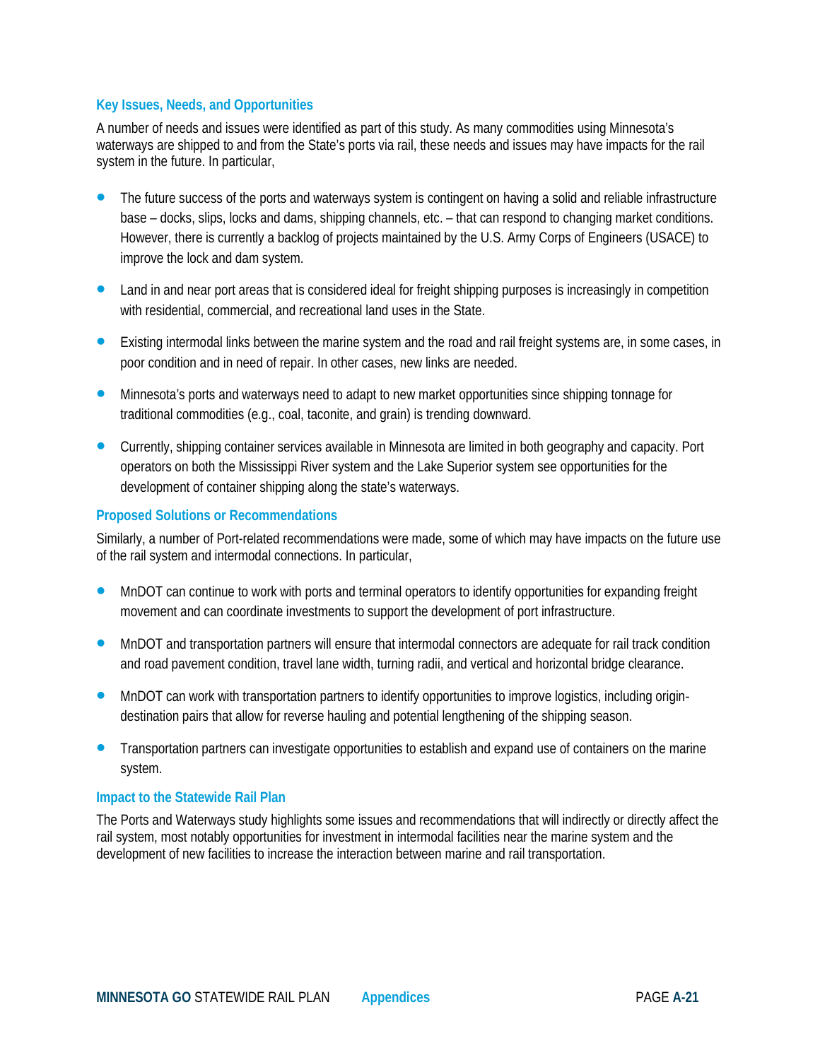### Key Issues, Needs, and Opportunities

A number of needs and issues were identified as part of this study. As many commodities using Minnesota's waterways are shipped to and from the State's ports via rail, these needs and issues may have impacts for the rail system in the future. In particular,

- The future success of the ports and waterways system is contingent on having a solid and reliable infrastructure base – docks, slips, locks and dams, shipping channels, etc. – that can respond to changing market conditions. However, there is currently a backlog of projects maintained by the U.S. Army Corps of Engineers (USACE) to improve the lock and dam system.
- Land in and near port areas that is considered ideal for freight shipping purposes is increasingly in competition with residential, commercial, and recreational land uses in the State.
- Existing intermodal links between the marine system and the road and rail freight systems are, in some cases, in poor condition and in need of repair. In other cases, new links are needed.
- Minnesota's ports and waterways need to adapt to new market opportunities since shipping tonnage for traditional commodities (e.g., coal, taconite, and grain) is trending downward.
- Currently, shipping container services available in Minnesota are limited in both geography and capacity. Port operators on both the Mississippi River system and the Lake Superior system see opportunities for the development of container shipping along the state's waterways.

### Proposed Solutions or Recommendations

Similarly, a number of Port-related recommendations were made, some of which may have impacts on the future use of the rail system and intermodal connections. In particular,

- MnDOT can continue to work with ports and terminal operators to identify opportunities for expanding freight movement and can coordinate investments to support the development of port infrastructure.
- MnDOT and transportation partners will ensure that intermodal connectors are adequate for rail track condition and road pavement condition, travel lane width, turning radii, and vertical and horizontal bridge clearance.
- MnDOT can work with transportation partners to identify opportunities to improve logistics, including origin-destination pairs that allow for reverse hauling and potential lengthening of the shipping season.
- Transportation partners can investigate opportunities to establish and expand use of containers on the marine system.

### Impact to the Statewide Rail Plan

The Ports and Waterways study highlights some issues and recommendations that will indirectly or directly affect the rail system, most notably opportunities for investment in intermodal facilities near the marine system and the development of new facilities to increase the interaction between marine and rail transportation.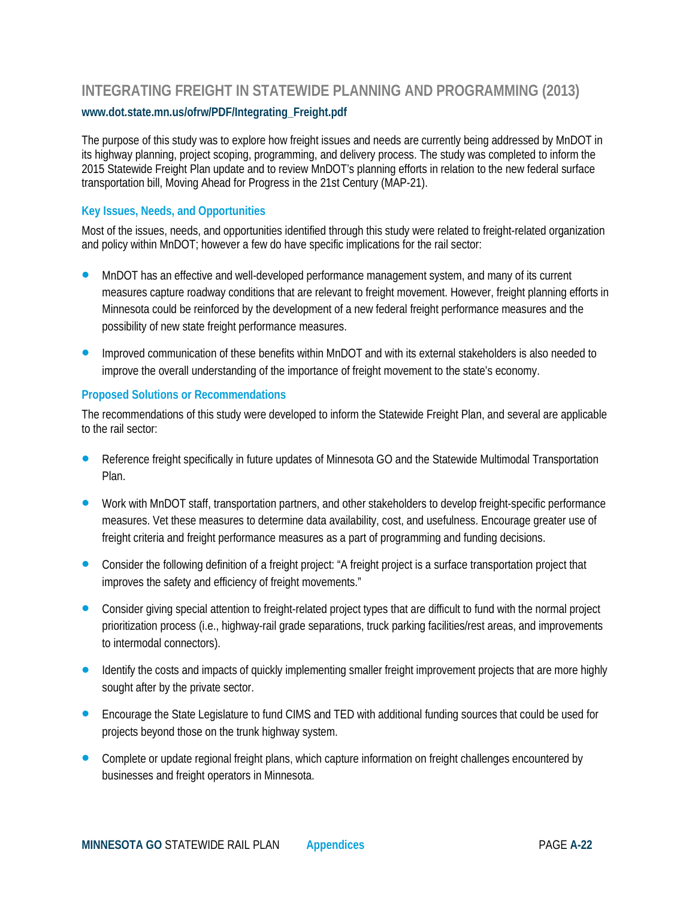## INTEGRATING FREIGHT IN STATEWIDE PLANNING AND PROGRAMMING (2013)

**www.dot.state.mn.us/ofrw/PDF/Integrating_Freight.pdf**

The purpose of this study was to explore how freight issues and needs are currently being addressed by MnDOT in its highway planning, project scoping, programming, and delivery process. The study was completed to inform the 2015 Statewide Freight Plan update and to review MnDOT's planning efforts in relation to the new federal surface transportation bill, Moving Ahead for Progress in the 21st Century (MAP-21).

### Key Issues, Needs, and Opportunities

Most of the issues, needs, and opportunities identified through this study were related to freight-related organization and policy within MnDOT; however a few do have specific implications for the rail sector:

- MnDOT has an effective and well-developed performance management system, and many of its current measures capture roadway conditions that are relevant to freight movement. However, freight planning efforts in Minnesota could be reinforced by the development of a new federal freight performance measures and the possibility of new state freight performance measures.
- Improved communication of these benefits within MnDOT and with its external stakeholders is also needed to improve the overall understanding of the importance of freight movement to the state's economy.

### Proposed Solutions or Recommendations

The recommendations of this study were developed to inform the Statewide Freight Plan, and several are applicable to the rail sector:

- Reference freight specifically in future updates of Minnesota GO and the Statewide Multimodal Transportation Plan.
- Work with MnDOT staff, transportation partners, and other stakeholders to develop freight-specific performance measures. Vet these measures to determine data availability, cost, and usefulness. Encourage greater use of freight criteria and freight performance measures as a part of programming and funding decisions.
- Consider the following definition of a freight project: "A freight project is a surface transportation project that improves the safety and efficiency of freight movements."
- Consider giving special attention to freight-related project types that are difficult to fund with the normal project prioritization process (i.e., highway-rail grade separations, truck parking facilities/rest areas, and improvements to intermodal connectors).
- Identify the costs and impacts of quickly implementing smaller freight improvement projects that are more highly sought after by the private sector.
- Encourage the State Legislature to fund CIMS and TED with additional funding sources that could be used for projects beyond those on the trunk highway system.
- Complete or update regional freight plans, which capture information on freight challenges encountered by businesses and freight operators in Minnesota.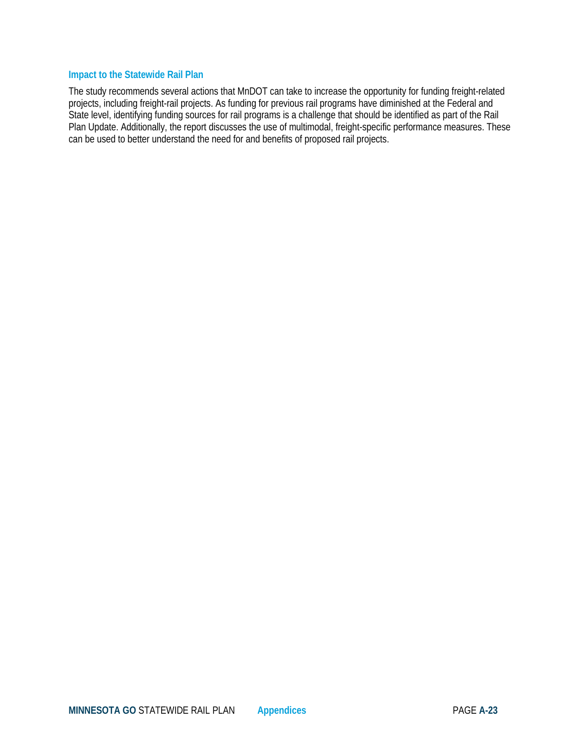### Impact to the Statewide Rail Plan

The study recommends several actions that MnDOT can take to increase the opportunity for funding freight-related projects, including freight-rail projects. As funding for previous rail programs have diminished at the Federal and State level, identifying funding sources for rail programs is a challenge that should be identified as part of the Rail Plan Update. Additionally, the report discusses the use of multimodal, freight-specific performance measures. These can be used to better understand the need for and benefits of proposed rail projects.